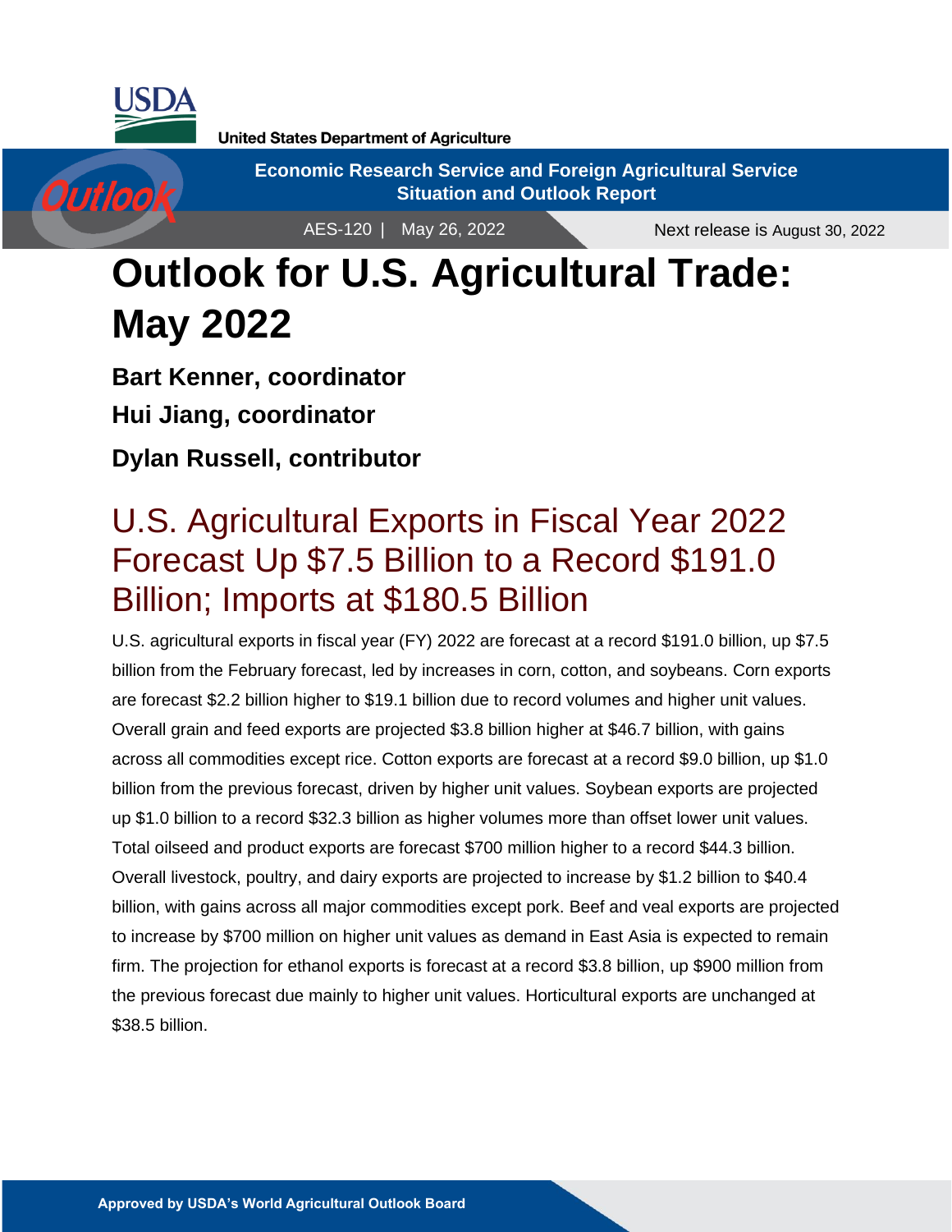United States Department of Agriculture

Economic Research Service and Foreign Agricultural Service
Situation and Outlook Report

AES-120 | May 26, 2022

Next release is August 30, 2022

# Outlook for U.S. Agricultural Trade: May 2022

**Bart Kenner, coordinator**

**Hui Jiang, coordinator**

**Dylan Russell, contributor**

## U.S. Agricultural Exports in Fiscal Year 2022 Forecast Up $7.5 Billion to a Record $191.0 Billion; Imports at $180.5 Billion

U.S. agricultural exports in fiscal year (FY) 2022 are forecast at a record $191.0 billion, up $7.5 billion from the February forecast, led by increases in corn, cotton, and soybeans. Corn exports are forecast $2.2 billion higher to $19.1 billion due to record volumes and higher unit values. Overall grain and feed exports are projected $3.8 billion higher at $46.7 billion, with gains across all commodities except rice. Cotton exports are forecast at a record $9.0 billion, up $1.0 billion from the previous forecast, driven by higher unit values. Soybean exports are projected up $1.0 billion to a record $32.3 billion as higher volumes more than offset lower unit values. Total oilseed and product exports are forecast $700 million higher to a record $44.3 billion. Overall livestock, poultry, and dairy exports are projected to increase by $1.2 billion to $40.4 billion, with gains across all major commodities except pork. Beef and veal exports are projected to increase by $700 million on higher unit values as demand in East Asia is expected to remain firm. The projection for ethanol exports is forecast at a record $3.8 billion, up $900 million from the previous forecast due mainly to higher unit values. Horticultural exports are unchanged at $38.5 billion.

Approved by USDA's World Agricultural Outlook Board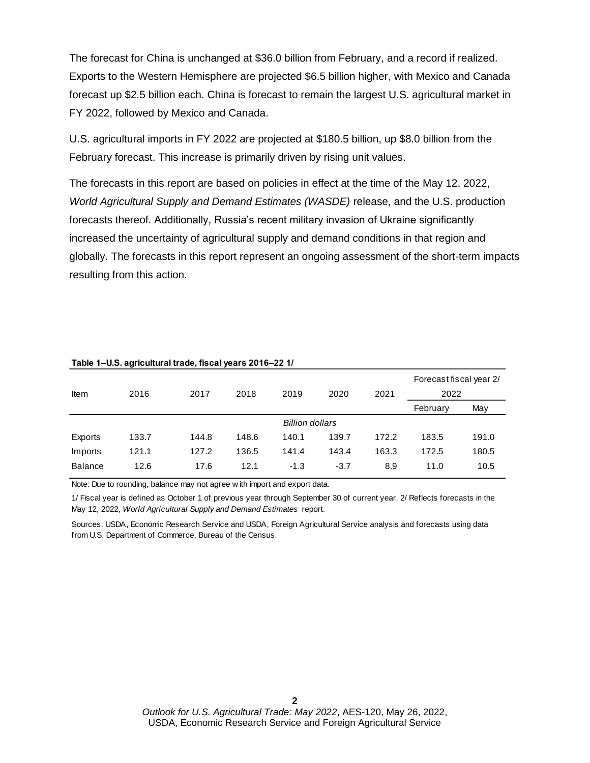The forecast for China is unchanged at $36.0 billion from February, and a record if realized. Exports to the Western Hemisphere are projected $6.5 billion higher, with Mexico and Canada forecast up $2.5 billion each. China is forecast to remain the largest U.S. agricultural market in FY 2022, followed by Mexico and Canada.

U.S. agricultural imports in FY 2022 are projected at $180.5 billion, up $8.0 billion from the February forecast. This increase is primarily driven by rising unit values.

The forecasts in this report are based on policies in effect at the time of the May 12, 2022, *World Agricultural Supply and Demand Estimates (WASDE)* release, and the U.S. production forecasts thereof. Additionally, Russia's recent military invasion of Ukraine significantly increased the uncertainty of agricultural supply and demand conditions in that region and globally. The forecasts in this report represent an ongoing assessment of the short-term impacts resulting from this action.

**Table 1–U.S. agricultural trade, fiscal years 2016–22 1/**

| Item | 2016 | 2017 | 2018 | 2019 | 2020 | 2021 | Forecast fiscal year 2/ 2022 | |
|---|---|---|---|---|---|---|---|---|
| | | | | | | | February | May |
| | | | | *Billion dollars* | | | | |
| Exports | 133.7 | 144.8 | 148.6 | 140.1 | 139.7 | 172.2 | 183.5 | 191.0 |
| Imports | 121.1 | 127.2 | 136.5 | 141.4 | 143.4 | 163.3 | 172.5 | 180.5 |
| Balance | 12.6 | 17.6 | 12.1 | -1.3 | -3.7 | 8.9 | 11.0 | 10.5 |

Note: Due to rounding, balance may not agree with import and export data.

1/ Fiscal year is defined as October 1 of previous year through September 30 of current year. 2/ Reflects forecasts in the May 12, 2022, *World Agricultural Supply and Demand Estimates* report.

Sources: USDA, Economic Research Service and USDA, Foreign Agricultural Service analysis and forecasts using data from U.S. Department of Commerce, Bureau of the Census.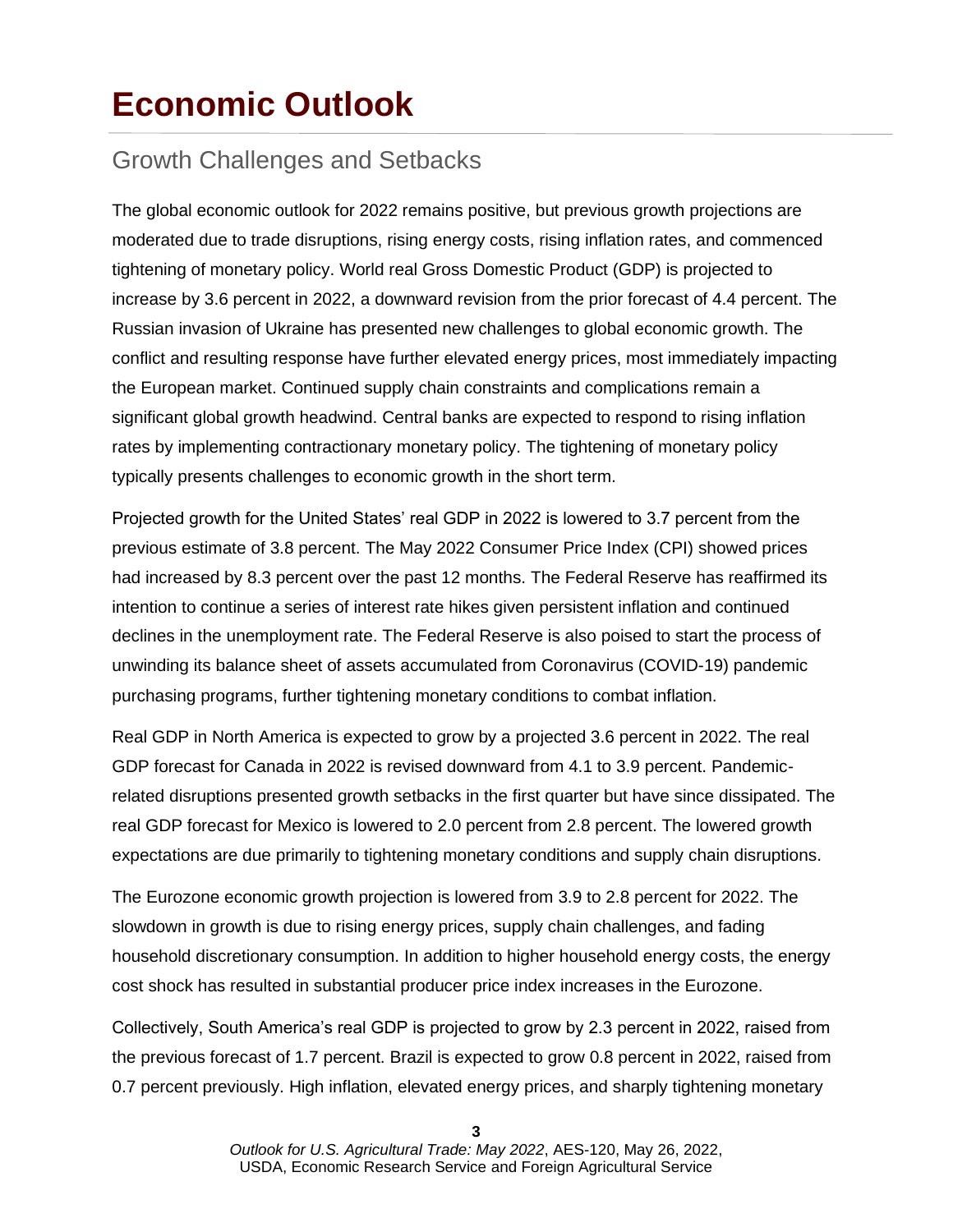# Economic Outlook

## Growth Challenges and Setbacks

The global economic outlook for 2022 remains positive, but previous growth projections are moderated due to trade disruptions, rising energy costs, rising inflation rates, and commenced tightening of monetary policy. World real Gross Domestic Product (GDP) is projected to increase by 3.6 percent in 2022, a downward revision from the prior forecast of 4.4 percent. The Russian invasion of Ukraine has presented new challenges to global economic growth. The conflict and resulting response have further elevated energy prices, most immediately impacting the European market. Continued supply chain constraints and complications remain a significant global growth headwind. Central banks are expected to respond to rising inflation rates by implementing contractionary monetary policy. The tightening of monetary policy typically presents challenges to economic growth in the short term.

Projected growth for the United States' real GDP in 2022 is lowered to 3.7 percent from the previous estimate of 3.8 percent. The May 2022 Consumer Price Index (CPI) showed prices had increased by 8.3 percent over the past 12 months. The Federal Reserve has reaffirmed its intention to continue a series of interest rate hikes given persistent inflation and continued declines in the unemployment rate. The Federal Reserve is also poised to start the process of unwinding its balance sheet of assets accumulated from Coronavirus (COVID-19) pandemic purchasing programs, further tightening monetary conditions to combat inflation.

Real GDP in North America is expected to grow by a projected 3.6 percent in 2022. The real GDP forecast for Canada in 2022 is revised downward from 4.1 to 3.9 percent. Pandemic-related disruptions presented growth setbacks in the first quarter but have since dissipated. The real GDP forecast for Mexico is lowered to 2.0 percent from 2.8 percent. The lowered growth expectations are due primarily to tightening monetary conditions and supply chain disruptions.

The Eurozone economic growth projection is lowered from 3.9 to 2.8 percent for 2022. The slowdown in growth is due to rising energy prices, supply chain challenges, and fading household discretionary consumption. In addition to higher household energy costs, the energy cost shock has resulted in substantial producer price index increases in the Eurozone.

Collectively, South America's real GDP is projected to grow by 2.3 percent in 2022, raised from the previous forecast of 1.7 percent. Brazil is expected to grow 0.8 percent in 2022, raised from 0.7 percent previously. High inflation, elevated energy prices, and sharply tightening monetary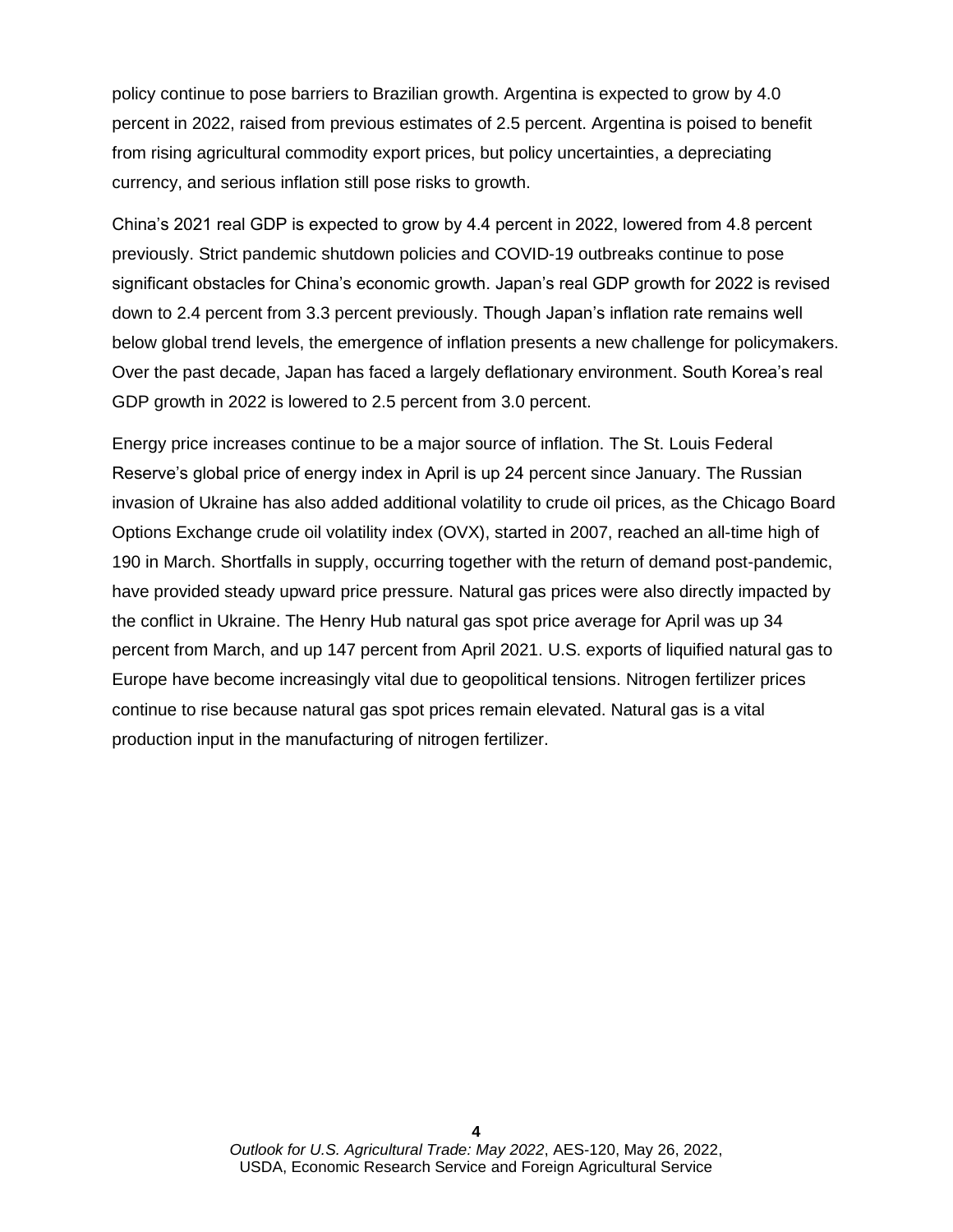policy continue to pose barriers to Brazilian growth. Argentina is expected to grow by 4.0 percent in 2022, raised from previous estimates of 2.5 percent. Argentina is poised to benefit from rising agricultural commodity export prices, but policy uncertainties, a depreciating currency, and serious inflation still pose risks to growth.

China's 2021 real GDP is expected to grow by 4.4 percent in 2022, lowered from 4.8 percent previously. Strict pandemic shutdown policies and COVID-19 outbreaks continue to pose significant obstacles for China's economic growth. Japan's real GDP growth for 2022 is revised down to 2.4 percent from 3.3 percent previously. Though Japan's inflation rate remains well below global trend levels, the emergence of inflation presents a new challenge for policymakers. Over the past decade, Japan has faced a largely deflationary environment. South Korea's real GDP growth in 2022 is lowered to 2.5 percent from 3.0 percent.

Energy price increases continue to be a major source of inflation. The St. Louis Federal Reserve's global price of energy index in April is up 24 percent since January. The Russian invasion of Ukraine has also added additional volatility to crude oil prices, as the Chicago Board Options Exchange crude oil volatility index (OVX), started in 2007, reached an all-time high of 190 in March. Shortfalls in supply, occurring together with the return of demand post-pandemic, have provided steady upward price pressure. Natural gas prices were also directly impacted by the conflict in Ukraine. The Henry Hub natural gas spot price average for April was up 34 percent from March, and up 147 percent from April 2021. U.S. exports of liquified natural gas to Europe have become increasingly vital due to geopolitical tensions. Nitrogen fertilizer prices continue to rise because natural gas spot prices remain elevated. Natural gas is a vital production input in the manufacturing of nitrogen fertilizer.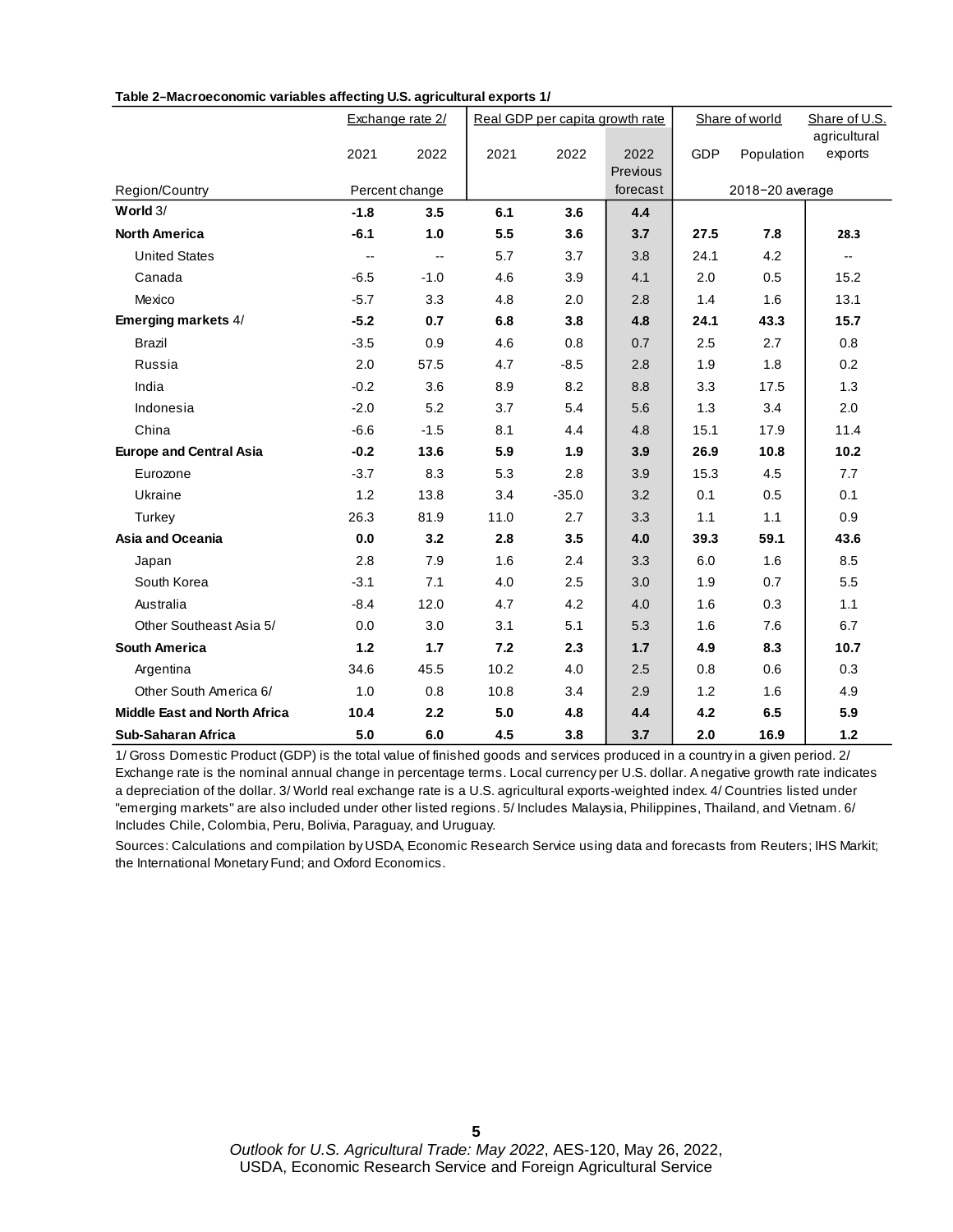**Table 2–Macroeconomic variables affecting U.S. agricultural exports 1/**

| Region/Country | Exchange rate 2/ | | Real GDP per capita growth rate | | | Share of world | | Share of U.S. agricultural exports |
|---|---|---|---|---|---|---|---|---|
| | 2021 | 2022 | 2021 | 2022 | 2022 Previous forecast | GDP | Population | |
| | Percent change | | | | | 2018−20 average | | |
| **World** 3/ | **-1.8** | **3.5** | **6.1** | **3.6** | **4.4** | | | |
| **North America** | **-6.1** | **1.0** | **5.5** | **3.6** | **3.7** | **27.5** | **7.8** | **28.3** |
| United States | -- | -- | 5.7 | 3.7 | 3.8 | 24.1 | 4.2 | -- |
| Canada | -6.5 | -1.0 | 4.6 | 3.9 | 4.1 | 2.0 | 0.5 | 15.2 |
| Mexico | -5.7 | 3.3 | 4.8 | 2.0 | 2.8 | 1.4 | 1.6 | 13.1 |
| **Emerging markets** 4/ | **-5.2** | **0.7** | **6.8** | **3.8** | **4.8** | **24.1** | **43.3** | **15.7** |
| Brazil | -3.5 | 0.9 | 4.6 | 0.8 | 0.7 | 2.5 | 2.7 | 0.8 |
| Russia | 2.0 | 57.5 | 4.7 | -8.5 | 2.8 | 1.9 | 1.8 | 0.2 |
| India | -0.2 | 3.6 | 8.9 | 8.2 | 8.8 | 3.3 | 17.5 | 1.3 |
| Indonesia | -2.0 | 5.2 | 3.7 | 5.4 | 5.6 | 1.3 | 3.4 | 2.0 |
| China | -6.6 | -1.5 | 8.1 | 4.4 | 4.8 | 15.1 | 17.9 | 11.4 |
| **Europe and Central Asia** | **-0.2** | **13.6** | **5.9** | **1.9** | **3.9** | **26.9** | **10.8** | **10.2** |
| Eurozone | -3.7 | 8.3 | 5.3 | 2.8 | 3.9 | 15.3 | 4.5 | 7.7 |
| Ukraine | 1.2 | 13.8 | 3.4 | -35.0 | 3.2 | 0.1 | 0.5 | 0.1 |
| Turkey | 26.3 | 81.9 | 11.0 | 2.7 | 3.3 | 1.1 | 1.1 | 0.9 |
| **Asia and Oceania** | **0.0** | **3.2** | **2.8** | **3.5** | **4.0** | **39.3** | **59.1** | **43.6** |
| Japan | 2.8 | 7.9 | 1.6 | 2.4 | 3.3 | 6.0 | 1.6 | 8.5 |
| South Korea | -3.1 | 7.1 | 4.0 | 2.5 | 3.0 | 1.9 | 0.7 | 5.5 |
| Australia | -8.4 | 12.0 | 4.7 | 4.2 | 4.0 | 1.6 | 0.3 | 1.1 |
| Other Southeast Asia 5/ | 0.0 | 3.0 | 3.1 | 5.1 | 5.3 | 1.6 | 7.6 | 6.7 |
| **South America** | **1.2** | **1.7** | **7.2** | **2.3** | **1.7** | **4.9** | **8.3** | **10.7** |
| Argentina | 34.6 | 45.5 | 10.2 | 4.0 | 2.5 | 0.8 | 0.6 | 0.3 |
| Other South America 6/ | 1.0 | 0.8 | 10.8 | 3.4 | 2.9 | 1.2 | 1.6 | 4.9 |
| **Middle East and North Africa** | **10.4** | **2.2** | **5.0** | **4.8** | **4.4** | **4.2** | **6.5** | **5.9** |
| **Sub-Saharan Africa** | **5.0** | **6.0** | **4.5** | **3.8** | **3.7** | **2.0** | **16.9** | **1.2** |

1/ Gross Domestic Product (GDP) is the total value of finished goods and services produced in a country in a given period. 2/ Exchange rate is the nominal annual change in percentage terms. Local currency per U.S. dollar. A negative growth rate indicates a depreciation of the dollar. 3/ World real exchange rate is a U.S. agricultural exports-weighted index. 4/ Countries listed under "emerging markets" are also included under other listed regions. 5/ Includes Malaysia, Philippines, Thailand, and Vietnam. 6/ Includes Chile, Colombia, Peru, Bolivia, Paraguay, and Uruguay.

Sources: Calculations and compilation by USDA, Economic Research Service using data and forecasts from Reuters; IHS Markit; the International Monetary Fund; and Oxford Economics.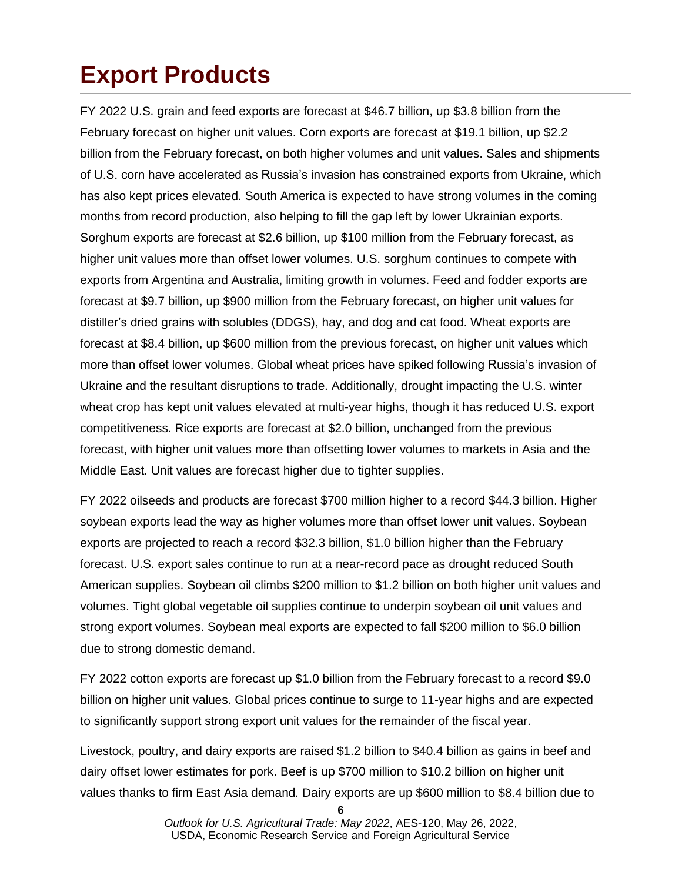# Export Products

FY 2022 U.S. grain and feed exports are forecast at $46.7 billion, up $3.8 billion from the February forecast on higher unit values. Corn exports are forecast at $19.1 billion, up $2.2 billion from the February forecast, on both higher volumes and unit values. Sales and shipments of U.S. corn have accelerated as Russia's invasion has constrained exports from Ukraine, which has also kept prices elevated. South America is expected to have strong volumes in the coming months from record production, also helping to fill the gap left by lower Ukrainian exports. Sorghum exports are forecast at $2.6 billion, up $100 million from the February forecast, as higher unit values more than offset lower volumes. U.S. sorghum continues to compete with exports from Argentina and Australia, limiting growth in volumes. Feed and fodder exports are forecast at $9.7 billion, up $900 million from the February forecast, on higher unit values for distiller's dried grains with solubles (DDGS), hay, and dog and cat food. Wheat exports are forecast at $8.4 billion, up $600 million from the previous forecast, on higher unit values which more than offset lower volumes. Global wheat prices have spiked following Russia's invasion of Ukraine and the resultant disruptions to trade. Additionally, drought impacting the U.S. winter wheat crop has kept unit values elevated at multi-year highs, though it has reduced U.S. export competitiveness. Rice exports are forecast at $2.0 billion, unchanged from the previous forecast, with higher unit values more than offsetting lower volumes to markets in Asia and the Middle East. Unit values are forecast higher due to tighter supplies.

FY 2022 oilseeds and products are forecast $700 million higher to a record $44.3 billion. Higher soybean exports lead the way as higher volumes more than offset lower unit values. Soybean exports are projected to reach a record $32.3 billion, $1.0 billion higher than the February forecast. U.S. export sales continue to run at a near-record pace as drought reduced South American supplies. Soybean oil climbs $200 million to $1.2 billion on both higher unit values and volumes. Tight global vegetable oil supplies continue to underpin soybean oil unit values and strong export volumes. Soybean meal exports are expected to fall $200 million to $6.0 billion due to strong domestic demand.

FY 2022 cotton exports are forecast up $1.0 billion from the February forecast to a record $9.0 billion on higher unit values. Global prices continue to surge to 11-year highs and are expected to significantly support strong export unit values for the remainder of the fiscal year.

Livestock, poultry, and dairy exports are raised $1.2 billion to $40.4 billion as gains in beef and dairy offset lower estimates for pork. Beef is up $700 million to $10.2 billion on higher unit values thanks to firm East Asia demand. Dairy exports are up $600 million to $8.4 billion due to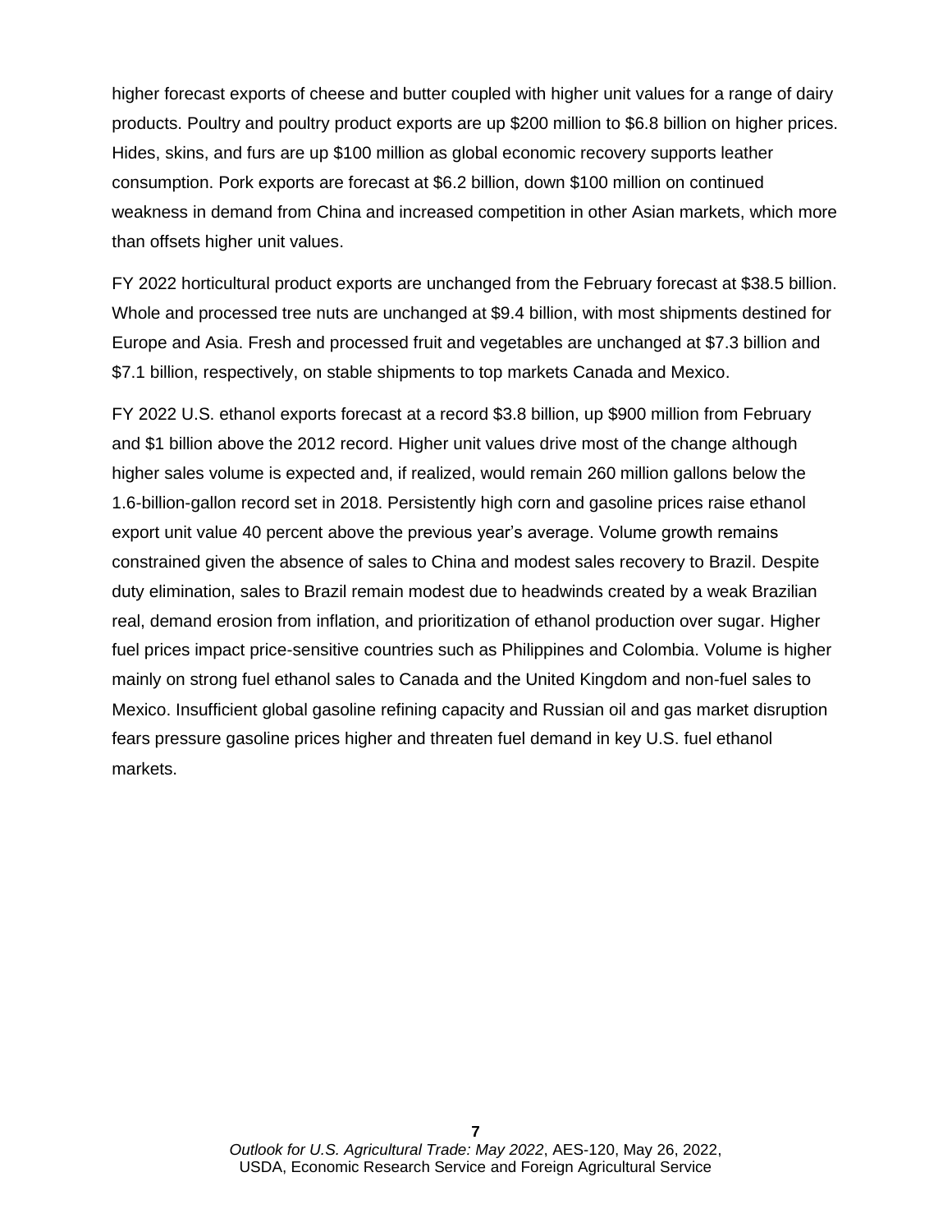higher forecast exports of cheese and butter coupled with higher unit values for a range of dairy products. Poultry and poultry product exports are up $200 million to $6.8 billion on higher prices. Hides, skins, and furs are up $100 million as global economic recovery supports leather consumption. Pork exports are forecast at $6.2 billion, down $100 million on continued weakness in demand from China and increased competition in other Asian markets, which more than offsets higher unit values.

FY 2022 horticultural product exports are unchanged from the February forecast at $38.5 billion. Whole and processed tree nuts are unchanged at $9.4 billion, with most shipments destined for Europe and Asia. Fresh and processed fruit and vegetables are unchanged at $7.3 billion and $7.1 billion, respectively, on stable shipments to top markets Canada and Mexico.

FY 2022 U.S. ethanol exports forecast at a record $3.8 billion, up $900 million from February and $1 billion above the 2012 record. Higher unit values drive most of the change although higher sales volume is expected and, if realized, would remain 260 million gallons below the 1.6-billion-gallon record set in 2018. Persistently high corn and gasoline prices raise ethanol export unit value 40 percent above the previous year's average. Volume growth remains constrained given the absence of sales to China and modest sales recovery to Brazil. Despite duty elimination, sales to Brazil remain modest due to headwinds created by a weak Brazilian real, demand erosion from inflation, and prioritization of ethanol production over sugar. Higher fuel prices impact price-sensitive countries such as Philippines and Colombia. Volume is higher mainly on strong fuel ethanol sales to Canada and the United Kingdom and non-fuel sales to Mexico. Insufficient global gasoline refining capacity and Russian oil and gas market disruption fears pressure gasoline prices higher and threaten fuel demand in key U.S. fuel ethanol markets.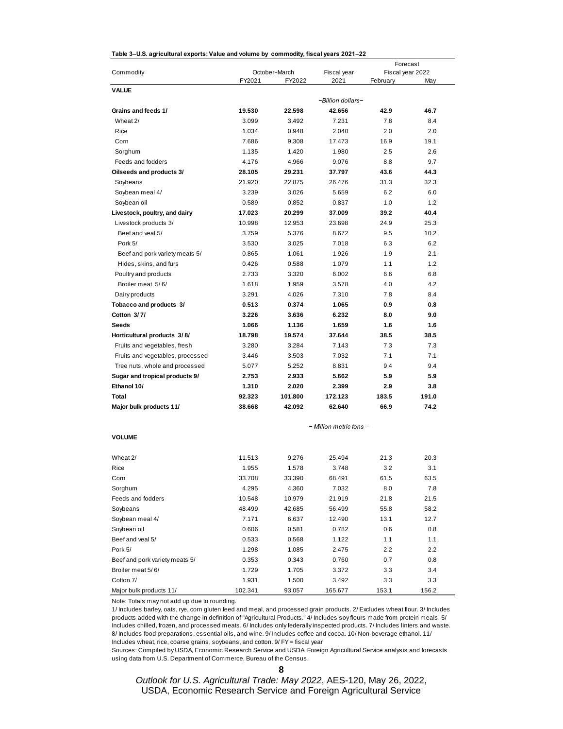**Table 3–U.S. agricultural exports: Value and volume by commodity, fiscal years 2021–22**

| Commodity | October–March | | Fiscal year | Forecast Fiscal year 2022 | |
|---|---|---|---|---|---|
| | FY2021 | FY2022 | 2021 | February | May |
| **VALUE** | | | | | |
| | | | –Billion dollars– | | |
| **Grains and feeds 1/** | **19.530** | **22.598** | **42.656** | **42.9** | **46.7** |
| Wheat 2/ | 3.099 | 3.492 | 7.231 | 7.8 | 8.4 |
| Rice | 1.034 | 0.948 | 2.040 | 2.0 | 2.0 |
| Corn | 7.686 | 9.308 | 17.473 | 16.9 | 19.1 |
| Sorghum | 1.135 | 1.420 | 1.980 | 2.5 | 2.6 |
| Feeds and fodders | 4.176 | 4.966 | 9.076 | 8.8 | 9.7 |
| **Oilseeds and products 3/** | **28.105** | **29.231** | **37.797** | **43.6** | **44.3** |
| Soybeans | 21.920 | 22.875 | 26.476 | 31.3 | 32.3 |
| Soybean meal 4/ | 3.239 | 3.026 | 5.659 | 6.2 | 6.0 |
| Soybean oil | 0.589 | 0.852 | 0.837 | 1.0 | 1.2 |
| **Livestock, poultry, and dairy** | **17.023** | **20.299** | **37.009** | **39.2** | **40.4** |
| Livestock products 3/ | 10.998 | 12.953 | 23.698 | 24.9 | 25.3 |
| Beef and veal 5/ | 3.759 | 5.376 | 8.672 | 9.5 | 10.2 |
| Pork 5/ | 3.530 | 3.025 | 7.018 | 6.3 | 6.2 |
| Beef and pork variety meats 5/ | 0.865 | 1.061 | 1.926 | 1.9 | 2.1 |
| Hides, skins, and furs | 0.426 | 0.588 | 1.079 | 1.1 | 1.2 |
| Poultry and products | 2.733 | 3.320 | 6.002 | 6.6 | 6.8 |
| Broiler meat 5/ 6/ | 1.618 | 1.959 | 3.578 | 4.0 | 4.2 |
| Dairy products | 3.291 | 4.026 | 7.310 | 7.8 | 8.4 |
| **Tobacco and products 3/** | **0.513** | **0.374** | **1.065** | **0.9** | **0.8** |
| **Cotton 3/ 7/** | **3.226** | **3.636** | **6.232** | **8.0** | **9.0** |
| **Seeds** | **1.066** | **1.136** | **1.659** | **1.6** | **1.6** |
| **Horticultural products 3/ 8/** | **18.798** | **19.574** | **37.644** | **38.5** | **38.5** |
| Fruits and vegetables, fresh | 3.280 | 3.284 | 7.143 | 7.3 | 7.3 |
| Fruits and vegetables, processed | 3.446 | 3.503 | 7.032 | 7.1 | 7.1 |
| Tree nuts, whole and processed | 5.077 | 5.252 | 8.831 | 9.4 | 9.4 |
| **Sugar and tropical products 9/** | **2.753** | **2.933** | **5.662** | **5.9** | **5.9** |
| **Ethanol 10/** | **1.310** | **2.020** | **2.399** | **2.9** | **3.8** |
| **Total** | **92.323** | **101.800** | **172.123** | **183.5** | **191.0** |
| **Major bulk products 11/** | **38.668** | **42.092** | **62.640** | **66.9** | **74.2** |
| | | | – Million metric tons – | | |
| **VOLUME** | | | | | |
| Wheat 2/ | 11.513 | 9.276 | 25.494 | 21.3 | 20.3 |
| Rice | 1.955 | 1.578 | 3.748 | 3.2 | 3.1 |
| Corn | 33.708 | 33.390 | 68.491 | 61.5 | 63.5 |
| Sorghum | 4.295 | 4.360 | 7.032 | 8.0 | 7.8 |
| Feeds and fodders | 10.548 | 10.979 | 21.919 | 21.8 | 21.5 |
| Soybeans | 48.499 | 42.685 | 56.499 | 55.8 | 58.2 |
| Soybean meal 4/ | 7.171 | 6.637 | 12.490 | 13.1 | 12.7 |
| Soybean oil | 0.606 | 0.581 | 0.782 | 0.6 | 0.8 |
| Beef and veal 5/ | 0.533 | 0.568 | 1.122 | 1.1 | 1.1 |
| Pork 5/ | 1.298 | 1.085 | 2.475 | 2.2 | 2.2 |
| Beef and pork variety meats 5/ | 0.353 | 0.343 | 0.760 | 0.7 | 0.8 |
| Broiler meat 5/ 6/ | 1.729 | 1.705 | 3.372 | 3.3 | 3.4 |
| Cotton 7/ | 1.931 | 1.500 | 3.492 | 3.3 | 3.3 |
| Major bulk products 11/ | 102.341 | 93.057 | 165.677 | 153.1 | 156.2 |

Note: Totals may not add up due to rounding.

1/ Includes barley, oats, rye, corn gluten feed and meal, and processed grain products. 2/ Excludes wheat flour. 3/ Includes products added with the change in definition of "Agricultural Products." 4/ Includes soy flours made from protein meals. 5/ Includes chilled, frozen, and processed meats. 6/ Includes only federally inspected products. 7/ Includes linters and waste. 8/ Includes food preparations, essential oils, and wine. 9/ Includes coffee and cocoa. 10/ Non-beverage ethanol. 11/ Includes wheat, rice, coarse grains, soybeans, and cotton. 9/ FY = fiscal year

Sources: Compiled by USDA, Economic Research Service and USDA, Foreign Agricultural Service analysis and forecasts using data from U.S. Department of Commerce, Bureau of the Census.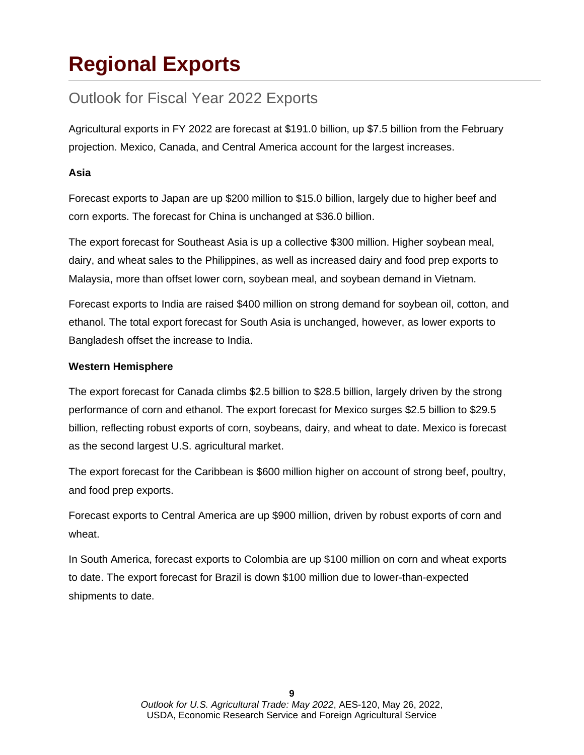# Regional Exports

## Outlook for Fiscal Year 2022 Exports

Agricultural exports in FY 2022 are forecast at $191.0 billion, up $7.5 billion from the February projection. Mexico, Canada, and Central America account for the largest increases.

**Asia**

Forecast exports to Japan are up $200 million to $15.0 billion, largely due to higher beef and corn exports. The forecast for China is unchanged at $36.0 billion.

The export forecast for Southeast Asia is up a collective $300 million. Higher soybean meal, dairy, and wheat sales to the Philippines, as well as increased dairy and food prep exports to Malaysia, more than offset lower corn, soybean meal, and soybean demand in Vietnam.

Forecast exports to India are raised $400 million on strong demand for soybean oil, cotton, and ethanol. The total export forecast for South Asia is unchanged, however, as lower exports to Bangladesh offset the increase to India.

**Western Hemisphere**

The export forecast for Canada climbs $2.5 billion to $28.5 billion, largely driven by the strong performance of corn and ethanol. The export forecast for Mexico surges $2.5 billion to $29.5 billion, reflecting robust exports of corn, soybeans, dairy, and wheat to date. Mexico is forecast as the second largest U.S. agricultural market.

The export forecast for the Caribbean is $600 million higher on account of strong beef, poultry, and food prep exports.

Forecast exports to Central America are up $900 million, driven by robust exports of corn and wheat.

In South America, forecast exports to Colombia are up $100 million on corn and wheat exports to date. The export forecast for Brazil is down $100 million due to lower-than-expected shipments to date.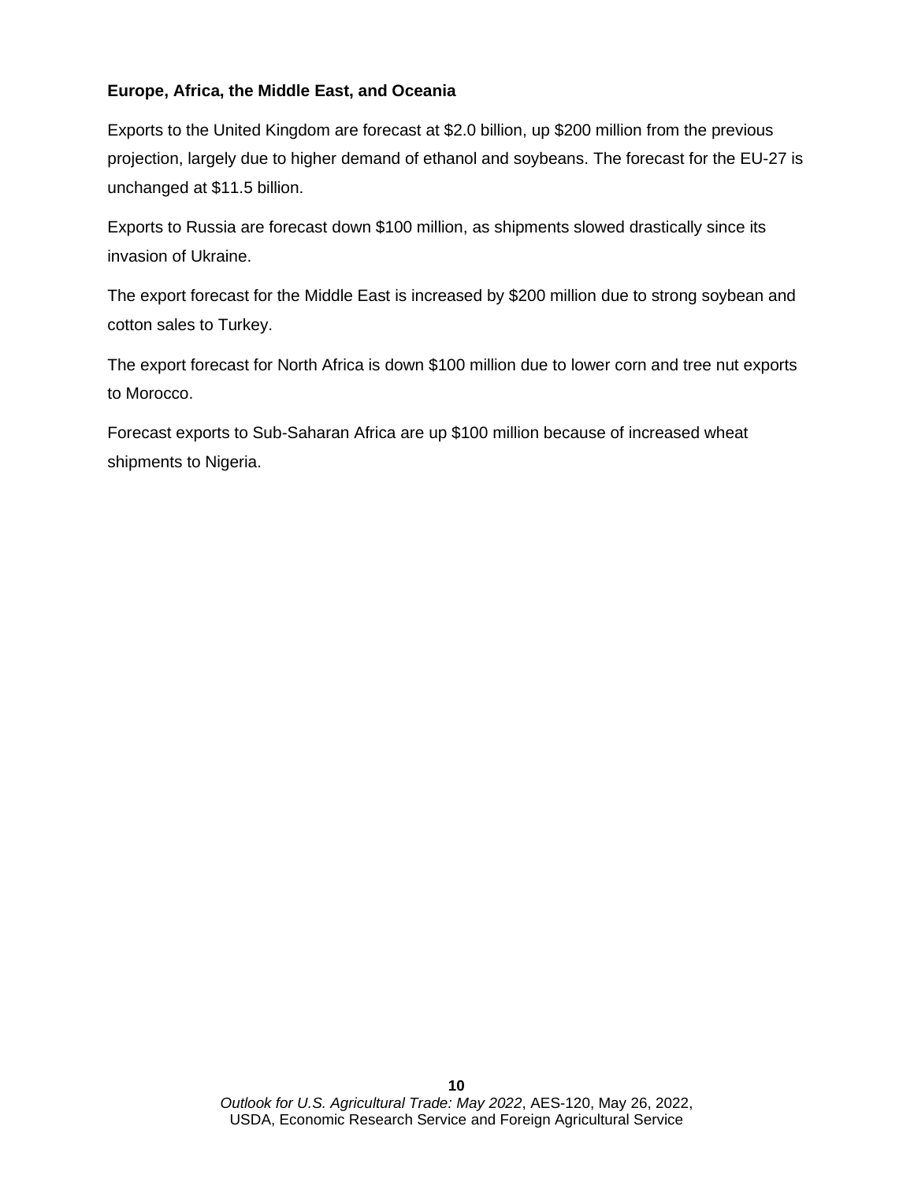**Europe, Africa, the Middle East, and Oceania**

Exports to the United Kingdom are forecast at $2.0 billion, up $200 million from the previous projection, largely due to higher demand of ethanol and soybeans. The forecast for the EU-27 is unchanged at $11.5 billion.

Exports to Russia are forecast down $100 million, as shipments slowed drastically since its invasion of Ukraine.

The export forecast for the Middle East is increased by $200 million due to strong soybean and cotton sales to Turkey.

The export forecast for North Africa is down $100 million due to lower corn and tree nut exports to Morocco.

Forecast exports to Sub-Saharan Africa are up $100 million because of increased wheat shipments to Nigeria.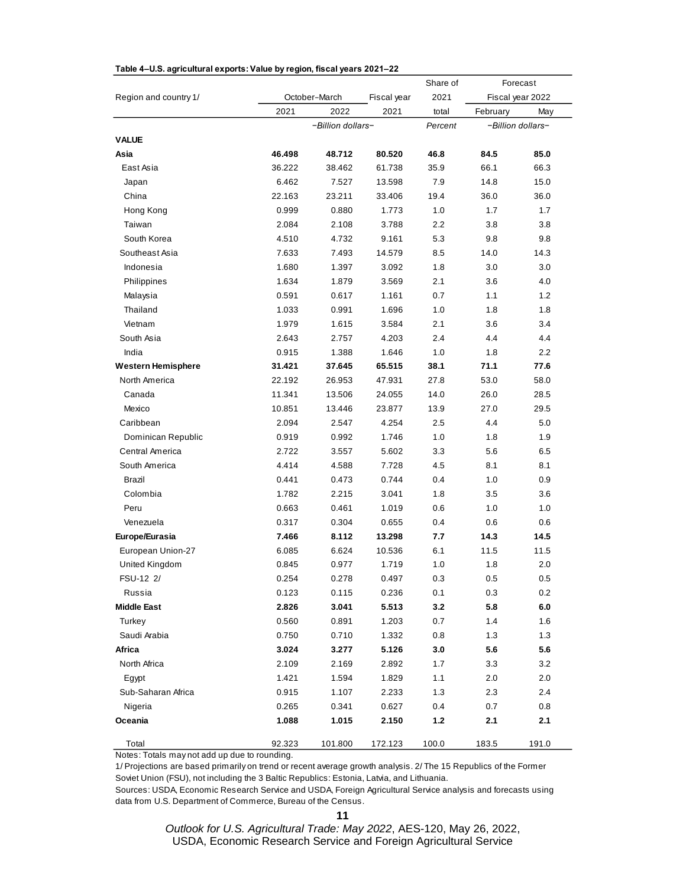**Table 4–U.S. agricultural exports: Value by region, fiscal years 2021–22**

| Region and country 1/ | October–March | | Fiscal year | Share of 2021 | Forecast Fiscal year 2022 | |
|---|---|---|---|---|---|---|
| | 2021 | 2022 | 2021 | total | February | May |
| | –Billion dollars– | | | Percent | –Billion dollars– | |
| **VALUE** | | | | | | |
| **Asia** | **46.498** | **48.712** | **80.520** | **46.8** | **84.5** | **85.0** |
| East Asia | 36.222 | 38.462 | 61.738 | 35.9 | 66.1 | 66.3 |
| Japan | 6.462 | 7.527 | 13.598 | 7.9 | 14.8 | 15.0 |
| China | 22.163 | 23.211 | 33.406 | 19.4 | 36.0 | 36.0 |
| Hong Kong | 0.999 | 0.880 | 1.773 | 1.0 | 1.7 | 1.7 |
| Taiwan | 2.084 | 2.108 | 3.788 | 2.2 | 3.8 | 3.8 |
| South Korea | 4.510 | 4.732 | 9.161 | 5.3 | 9.8 | 9.8 |
| Southeast Asia | 7.633 | 7.493 | 14.579 | 8.5 | 14.0 | 14.3 |
| Indonesia | 1.680 | 1.397 | 3.092 | 1.8 | 3.0 | 3.0 |
| Philippines | 1.634 | 1.879 | 3.569 | 2.1 | 3.6 | 4.0 |
| Malaysia | 0.591 | 0.617 | 1.161 | 0.7 | 1.1 | 1.2 |
| Thailand | 1.033 | 0.991 | 1.696 | 1.0 | 1.8 | 1.8 |
| Vietnam | 1.979 | 1.615 | 3.584 | 2.1 | 3.6 | 3.4 |
| South Asia | 2.643 | 2.757 | 4.203 | 2.4 | 4.4 | 4.4 |
| India | 0.915 | 1.388 | 1.646 | 1.0 | 1.8 | 2.2 |
| **Western Hemisphere** | **31.421** | **37.645** | **65.515** | **38.1** | **71.1** | **77.6** |
| North America | 22.192 | 26.953 | 47.931 | 27.8 | 53.0 | 58.0 |
| Canada | 11.341 | 13.506 | 24.055 | 14.0 | 26.0 | 28.5 |
| Mexico | 10.851 | 13.446 | 23.877 | 13.9 | 27.0 | 29.5 |
| Caribbean | 2.094 | 2.547 | 4.254 | 2.5 | 4.4 | 5.0 |
| Dominican Republic | 0.919 | 0.992 | 1.746 | 1.0 | 1.8 | 1.9 |
| Central America | 2.722 | 3.557 | 5.602 | 3.3 | 5.6 | 6.5 |
| South America | 4.414 | 4.588 | 7.728 | 4.5 | 8.1 | 8.1 |
| Brazil | 0.441 | 0.473 | 0.744 | 0.4 | 1.0 | 0.9 |
| Colombia | 1.782 | 2.215 | 3.041 | 1.8 | 3.5 | 3.6 |
| Peru | 0.663 | 0.461 | 1.019 | 0.6 | 1.0 | 1.0 |
| Venezuela | 0.317 | 0.304 | 0.655 | 0.4 | 0.6 | 0.6 |
| **Europe/Eurasia** | **7.466** | **8.112** | **13.298** | **7.7** | **14.3** | **14.5** |
| European Union-27 | 6.085 | 6.624 | 10.536 | 6.1 | 11.5 | 11.5 |
| United Kingdom | 0.845 | 0.977 | 1.719 | 1.0 | 1.8 | 2.0 |
| FSU-12 2/ | 0.254 | 0.278 | 0.497 | 0.3 | 0.5 | 0.5 |
| Russia | 0.123 | 0.115 | 0.236 | 0.1 | 0.3 | 0.2 |
| **Middle East** | **2.826** | **3.041** | **5.513** | **3.2** | **5.8** | **6.0** |
| Turkey | 0.560 | 0.891 | 1.203 | 0.7 | 1.4 | 1.6 |
| Saudi Arabia | 0.750 | 0.710 | 1.332 | 0.8 | 1.3 | 1.3 |
| **Africa** | **3.024** | **3.277** | **5.126** | **3.0** | **5.6** | **5.6** |
| North Africa | 2.109 | 2.169 | 2.892 | 1.7 | 3.3 | 3.2 |
| Egypt | 1.421 | 1.594 | 1.829 | 1.1 | 2.0 | 2.0 |
| Sub-Saharan Africa | 0.915 | 1.107 | 2.233 | 1.3 | 2.3 | 2.4 |
| Nigeria | 0.265 | 0.341 | 0.627 | 0.4 | 0.7 | 0.8 |
| **Oceania** | **1.088** | **1.015** | **2.150** | **1.2** | **2.1** | **2.1** |
| Total | 92.323 | 101.800 | 172.123 | 100.0 | 183.5 | 191.0 |

Notes: Totals may not add up due to rounding.

1/ Projections are based primarily on trend or recent average growth analysis. 2/ The 15 Republics of the Former Soviet Union (FSU), not including the 3 Baltic Republics: Estonia, Latvia, and Lithuania.

Sources: USDA, Economic Research Service and USDA, Foreign Agricultural Service analysis and forecasts using data from U.S. Department of Commerce, Bureau of the Census.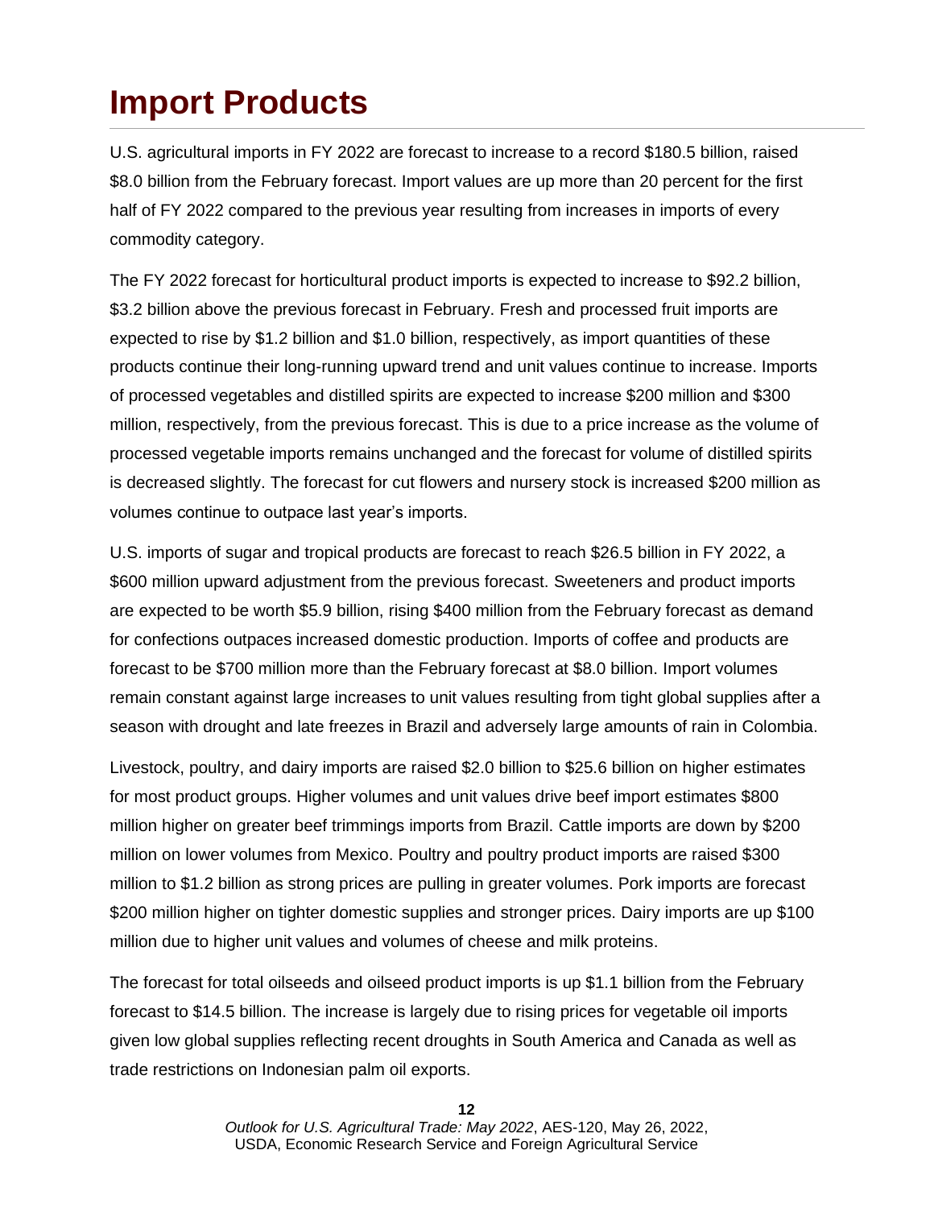# Import Products

U.S. agricultural imports in FY 2022 are forecast to increase to a record $180.5 billion, raised $8.0 billion from the February forecast. Import values are up more than 20 percent for the first half of FY 2022 compared to the previous year resulting from increases in imports of every commodity category.

The FY 2022 forecast for horticultural product imports is expected to increase to $92.2 billion, $3.2 billion above the previous forecast in February. Fresh and processed fruit imports are expected to rise by $1.2 billion and $1.0 billion, respectively, as import quantities of these products continue their long-running upward trend and unit values continue to increase. Imports of processed vegetables and distilled spirits are expected to increase $200 million and $300 million, respectively, from the previous forecast. This is due to a price increase as the volume of processed vegetable imports remains unchanged and the forecast for volume of distilled spirits is decreased slightly. The forecast for cut flowers and nursery stock is increased $200 million as volumes continue to outpace last year's imports.

U.S. imports of sugar and tropical products are forecast to reach $26.5 billion in FY 2022, a $600 million upward adjustment from the previous forecast. Sweeteners and product imports are expected to be worth $5.9 billion, rising $400 million from the February forecast as demand for confections outpaces increased domestic production. Imports of coffee and products are forecast to be $700 million more than the February forecast at $8.0 billion. Import volumes remain constant against large increases to unit values resulting from tight global supplies after a season with drought and late freezes in Brazil and adversely large amounts of rain in Colombia.

Livestock, poultry, and dairy imports are raised $2.0 billion to $25.6 billion on higher estimates for most product groups. Higher volumes and unit values drive beef import estimates $800 million higher on greater beef trimmings imports from Brazil. Cattle imports are down by $200 million on lower volumes from Mexico. Poultry and poultry product imports are raised $300 million to $1.2 billion as strong prices are pulling in greater volumes. Pork imports are forecast $200 million higher on tighter domestic supplies and stronger prices. Dairy imports are up $100 million due to higher unit values and volumes of cheese and milk proteins.

The forecast for total oilseeds and oilseed product imports is up $1.1 billion from the February forecast to $14.5 billion. The increase is largely due to rising prices for vegetable oil imports given low global supplies reflecting recent droughts in South America and Canada as well as trade restrictions on Indonesian palm oil exports.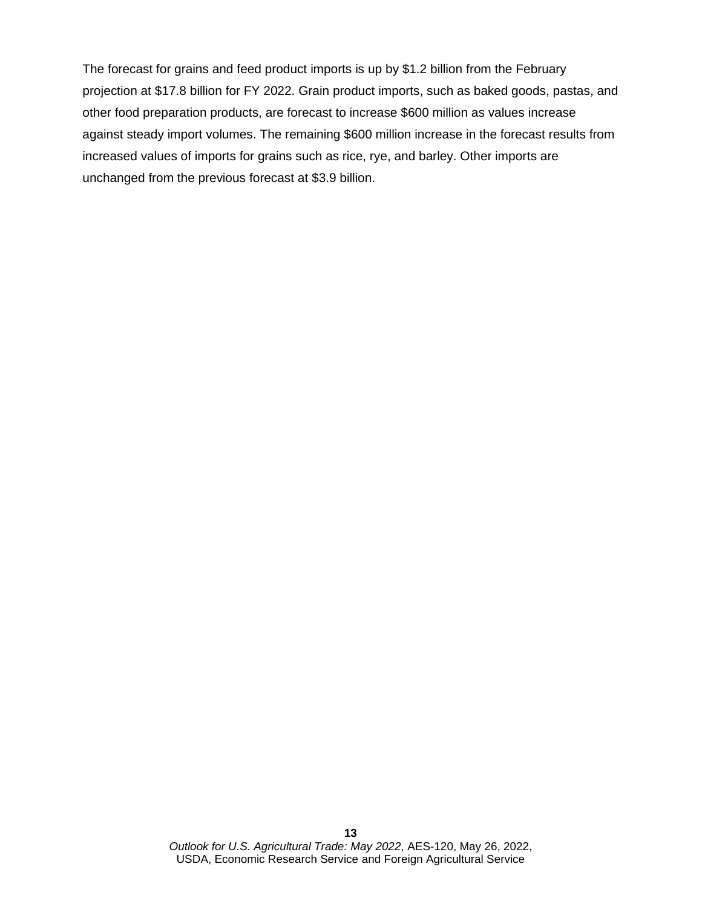The forecast for grains and feed product imports is up by $1.2 billion from the February projection at $17.8 billion for FY 2022. Grain product imports, such as baked goods, pastas, and other food preparation products, are forecast to increase $600 million as values increase against steady import volumes. The remaining $600 million increase in the forecast results from increased values of imports for grains such as rice, rye, and barley. Other imports are unchanged from the previous forecast at $3.9 billion.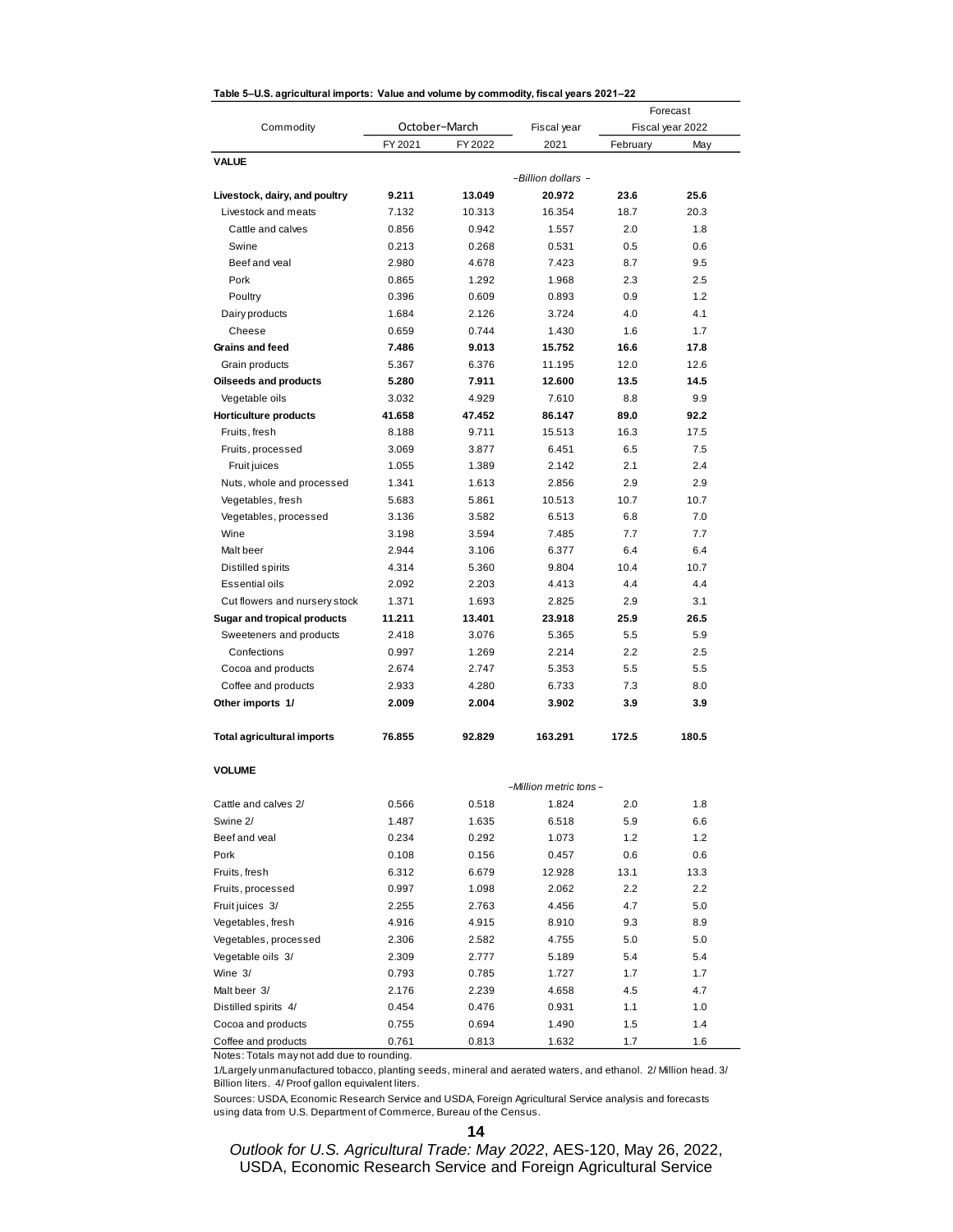**Table 5–U.S. agricultural imports: Value and volume by commodity, fiscal years 2021–22**

| Commodity | October–March | | Fiscal year | Forecast Fiscal year 2022 | |
|---|---|---|---|---|---|
| | FY 2021 | FY 2022 | 2021 | February | May |
| **VALUE** | | | | | |
| | | | –Billion dollars – | | |
| **Livestock, dairy, and poultry** | **9.211** | **13.049** | **20.972** | **23.6** | **25.6** |
| Livestock and meats | 7.132 | 10.313 | 16.354 | 18.7 | 20.3 |
| Cattle and calves | 0.856 | 0.942 | 1.557 | 2.0 | 1.8 |
| Swine | 0.213 | 0.268 | 0.531 | 0.5 | 0.6 |
| Beef and veal | 2.980 | 4.678 | 7.423 | 8.7 | 9.5 |
| Pork | 0.865 | 1.292 | 1.968 | 2.3 | 2.5 |
| Poultry | 0.396 | 0.609 | 0.893 | 0.9 | 1.2 |
| Dairy products | 1.684 | 2.126 | 3.724 | 4.0 | 4.1 |
| Cheese | 0.659 | 0.744 | 1.430 | 1.6 | 1.7 |
| **Grains and feed** | **7.486** | **9.013** | **15.752** | **16.6** | **17.8** |
| Grain products | 5.367 | 6.376 | 11.195 | 12.0 | 12.6 |
| **Oilseeds and products** | **5.280** | **7.911** | **12.600** | **13.5** | **14.5** |
| Vegetable oils | 3.032 | 4.929 | 7.610 | 8.8 | 9.9 |
| **Horticulture products** | **41.658** | **47.452** | **86.147** | **89.0** | **92.2** |
| Fruits, fresh | 8.188 | 9.711 | 15.513 | 16.3 | 17.5 |
| Fruits, processed | 3.069 | 3.877 | 6.451 | 6.5 | 7.5 |
| Fruit juices | 1.055 | 1.389 | 2.142 | 2.1 | 2.4 |
| Nuts, whole and processed | 1.341 | 1.613 | 2.856 | 2.9 | 2.9 |
| Vegetables, fresh | 5.683 | 5.861 | 10.513 | 10.7 | 10.7 |
| Vegetables, processed | 3.136 | 3.582 | 6.513 | 6.8 | 7.0 |
| Wine | 3.198 | 3.594 | 7.485 | 7.7 | 7.7 |
| Malt beer | 2.944 | 3.106 | 6.377 | 6.4 | 6.4 |
| Distilled spirits | 4.314 | 5.360 | 9.804 | 10.4 | 10.7 |
| Essential oils | 2.092 | 2.203 | 4.413 | 4.4 | 4.4 |
| Cut flowers and nursery stock | 1.371 | 1.693 | 2.825 | 2.9 | 3.1 |
| **Sugar and tropical products** | **11.211** | **13.401** | **23.918** | **25.9** | **26.5** |
| Sweeteners and products | 2.418 | 3.076 | 5.365 | 5.5 | 5.9 |
| Confections | 0.997 | 1.269 | 2.214 | 2.2 | 2.5 |
| Cocoa and products | 2.674 | 2.747 | 5.353 | 5.5 | 5.5 |
| Coffee and products | 2.933 | 4.280 | 6.733 | 7.3 | 8.0 |
| **Other imports 1/** | **2.009** | **2.004** | **3.902** | **3.9** | **3.9** |
| **Total agricultural imports** | **76.855** | **92.829** | **163.291** | **172.5** | **180.5** |
| **VOLUME** | | | | | |
| | | | –Million metric tons – | | |
| Cattle and calves 2/ | 0.566 | 0.518 | 1.824 | 2.0 | 1.8 |
| Swine 2/ | 1.487 | 1.635 | 6.518 | 5.9 | 6.6 |
| Beef and veal | 0.234 | 0.292 | 1.073 | 1.2 | 1.2 |
| Pork | 0.108 | 0.156 | 0.457 | 0.6 | 0.6 |
| Fruits, fresh | 6.312 | 6.679 | 12.928 | 13.1 | 13.3 |
| Fruits, processed | 0.997 | 1.098 | 2.062 | 2.2 | 2.2 |
| Fruit juices 3/ | 2.255 | 2.763 | 4.456 | 4.7 | 5.0 |
| Vegetables, fresh | 4.916 | 4.915 | 8.910 | 9.3 | 8.9 |
| Vegetables, processed | 2.306 | 2.582 | 4.755 | 5.0 | 5.0 |
| Vegetable oils 3/ | 2.309 | 2.777 | 5.189 | 5.4 | 5.4 |
| Wine 3/ | 0.793 | 0.785 | 1.727 | 1.7 | 1.7 |
| Malt beer 3/ | 2.176 | 2.239 | 4.658 | 4.5 | 4.7 |
| Distilled spirits 4/ | 0.454 | 0.476 | 0.931 | 1.1 | 1.0 |
| Cocoa and products | 0.755 | 0.694 | 1.490 | 1.5 | 1.4 |
| Coffee and products | 0.761 | 0.813 | 1.632 | 1.7 | 1.6 |

Notes: Totals may not add due to rounding.

1/Largely unmanufactured tobacco, planting seeds, mineral and aerated waters, and ethanol. 2/ Million head. 3/ Billion liters. 4/ Proof gallon equivalent liters.

Sources: USDA, Economic Research Service and USDA, Foreign Agricultural Service analysis and forecasts using data from U.S. Department of Commerce, Bureau of the Census.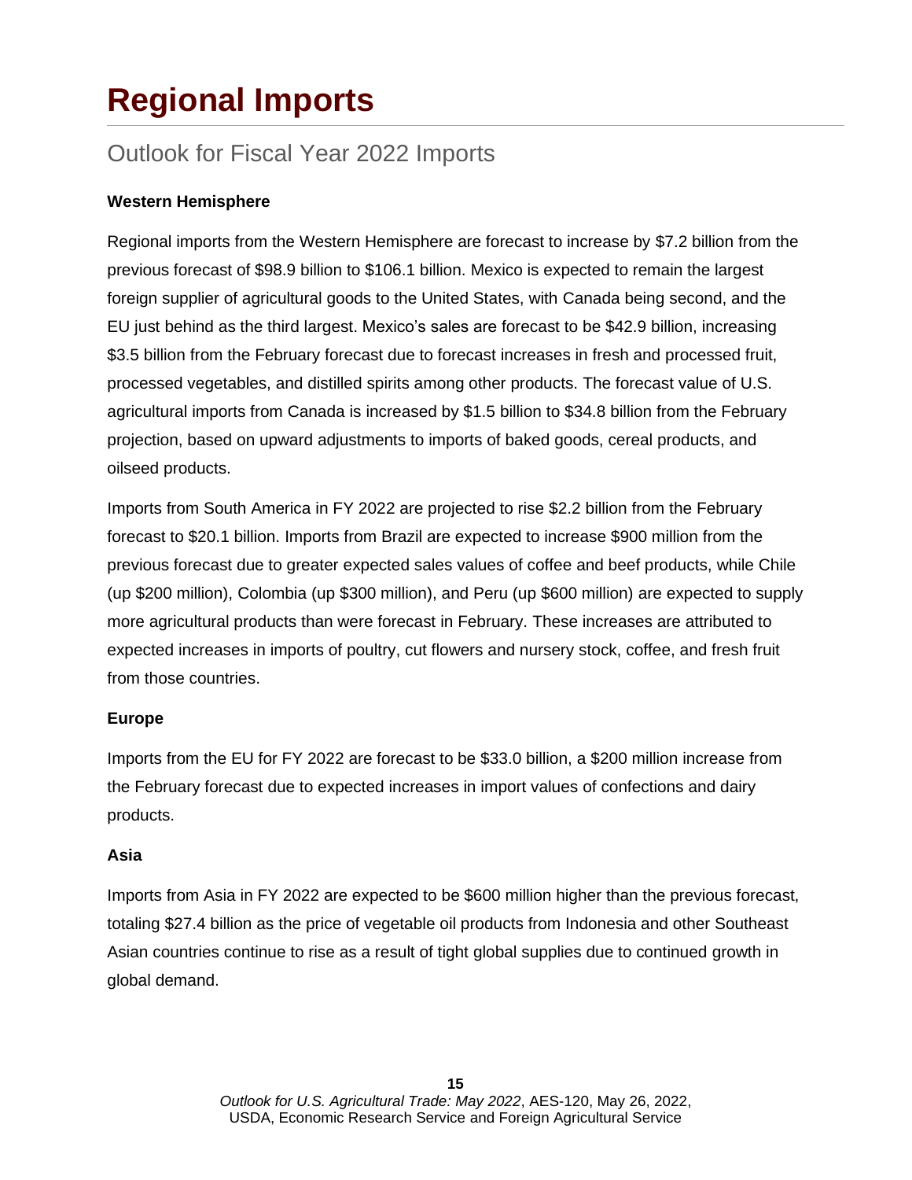# Regional Imports

## Outlook for Fiscal Year 2022 Imports

**Western Hemisphere**

Regional imports from the Western Hemisphere are forecast to increase by $7.2 billion from the previous forecast of $98.9 billion to $106.1 billion. Mexico is expected to remain the largest foreign supplier of agricultural goods to the United States, with Canada being second, and the EU just behind as the third largest. Mexico's sales are forecast to be $42.9 billion, increasing $3.5 billion from the February forecast due to forecast increases in fresh and processed fruit, processed vegetables, and distilled spirits among other products. The forecast value of U.S. agricultural imports from Canada is increased by $1.5 billion to $34.8 billion from the February projection, based on upward adjustments to imports of baked goods, cereal products, and oilseed products.

Imports from South America in FY 2022 are projected to rise $2.2 billion from the February forecast to $20.1 billion. Imports from Brazil are expected to increase $900 million from the previous forecast due to greater expected sales values of coffee and beef products, while Chile (up $200 million), Colombia (up $300 million), and Peru (up $600 million) are expected to supply more agricultural products than were forecast in February. These increases are attributed to expected increases in imports of poultry, cut flowers and nursery stock, coffee, and fresh fruit from those countries.

**Europe**

Imports from the EU for FY 2022 are forecast to be $33.0 billion, a $200 million increase from the February forecast due to expected increases in import values of confections and dairy products.

**Asia**

Imports from Asia in FY 2022 are expected to be $600 million higher than the previous forecast, totaling $27.4 billion as the price of vegetable oil products from Indonesia and other Southeast Asian countries continue to rise as a result of tight global supplies due to continued growth in global demand.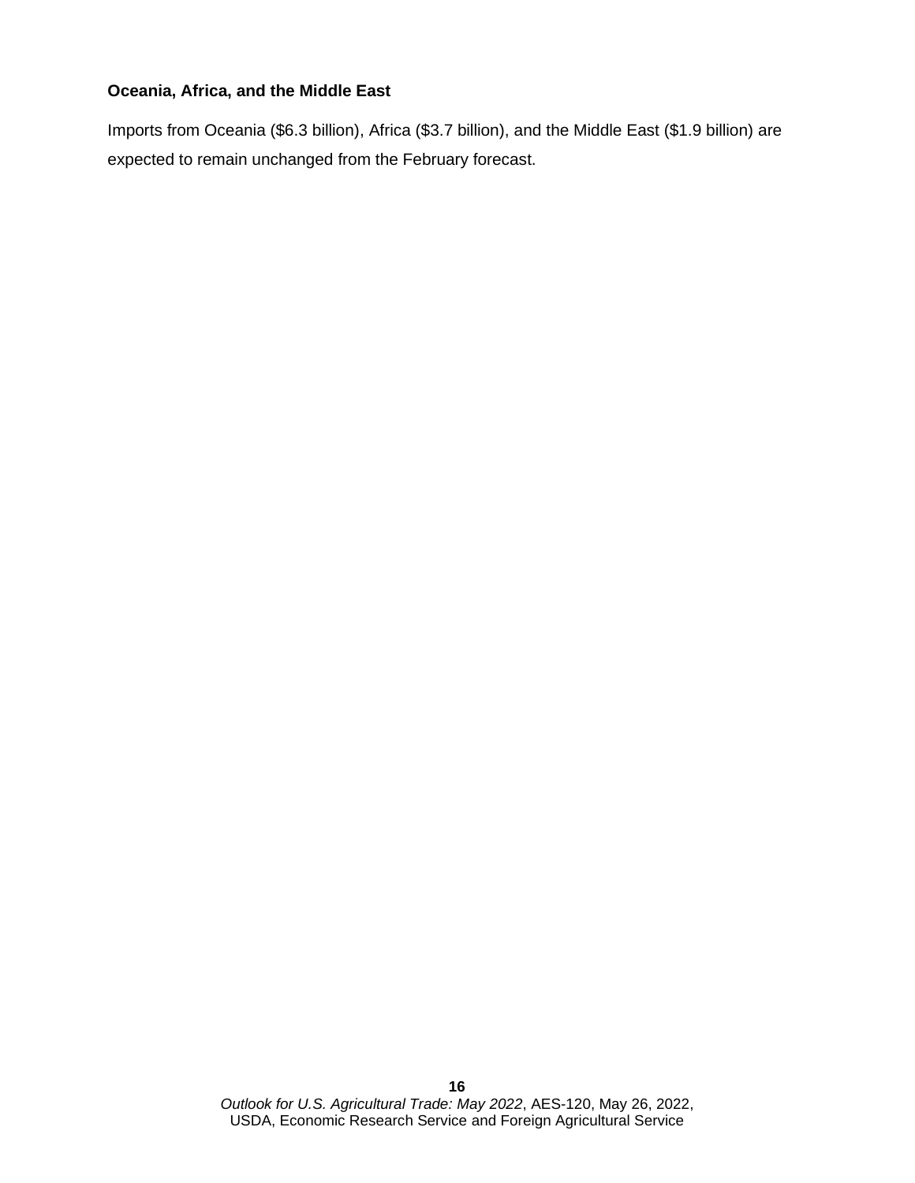### Oceania, Africa, and the Middle East

Imports from Oceania ($6.3 billion), Africa ($3.7 billion), and the Middle East ($1.9 billion) are expected to remain unchanged from the February forecast.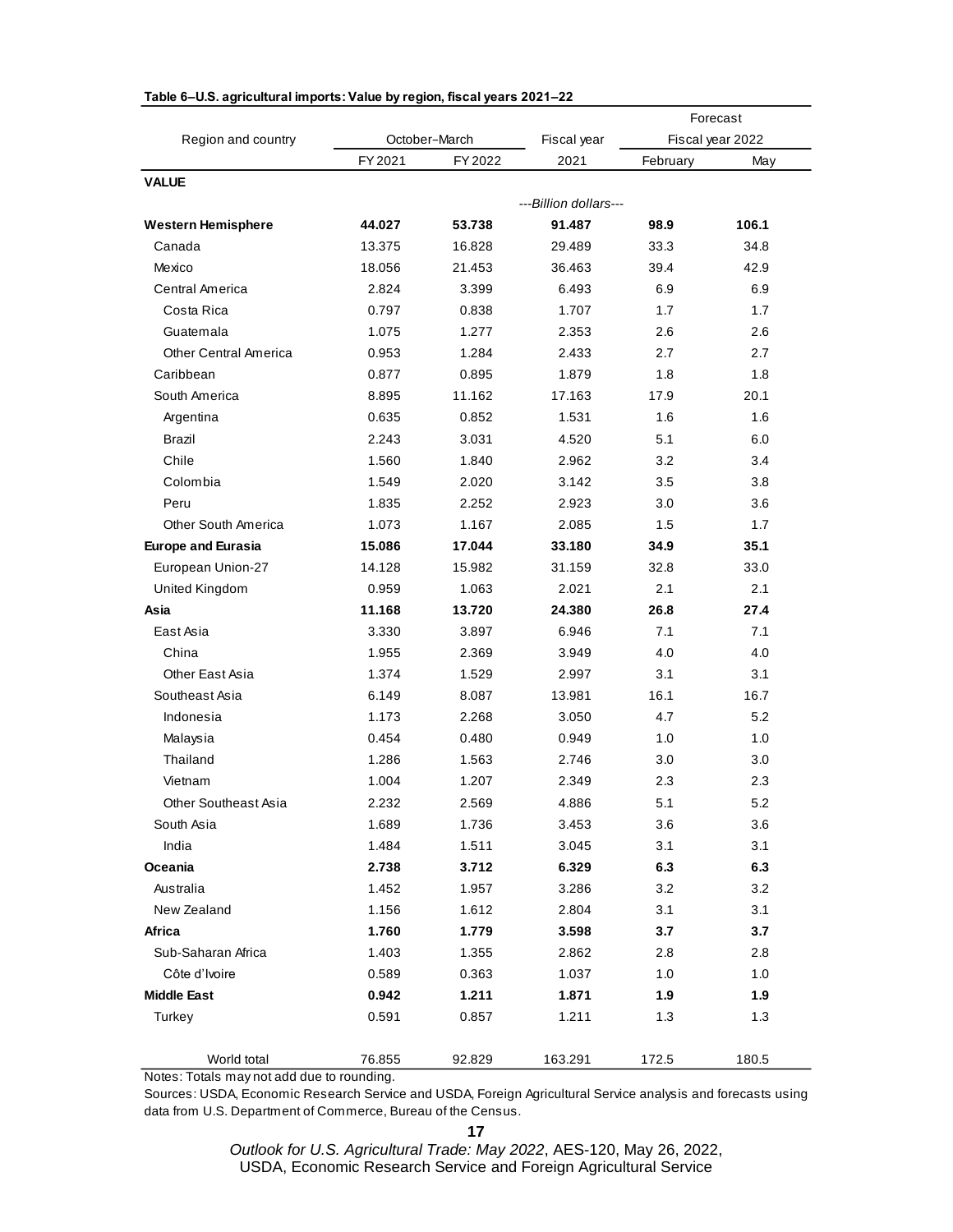**Table 6–U.S. agricultural imports: Value by region, fiscal years 2021–22**

| Region and country | October–March | | Fiscal year | Forecast Fiscal year 2022 | |
|---|---|---|---|---|---|
| | FY 2021 | FY 2022 | 2021 | February | May |
| **VALUE** | | | | | |
| | | | *---Billion dollars---* | | |
| **Western Hemisphere** | **44.027** | **53.738** | **91.487** | **98.9** | **106.1** |
| Canada | 13.375 | 16.828 | 29.489 | 33.3 | 34.8 |
| Mexico | 18.056 | 21.453 | 36.463 | 39.4 | 42.9 |
| Central America | 2.824 | 3.399 | 6.493 | 6.9 | 6.9 |
| Costa Rica | 0.797 | 0.838 | 1.707 | 1.7 | 1.7 |
| Guatemala | 1.075 | 1.277 | 2.353 | 2.6 | 2.6 |
| Other Central America | 0.953 | 1.284 | 2.433 | 2.7 | 2.7 |
| Caribbean | 0.877 | 0.895 | 1.879 | 1.8 | 1.8 |
| South America | 8.895 | 11.162 | 17.163 | 17.9 | 20.1 |
| Argentina | 0.635 | 0.852 | 1.531 | 1.6 | 1.6 |
| Brazil | 2.243 | 3.031 | 4.520 | 5.1 | 6.0 |
| Chile | 1.560 | 1.840 | 2.962 | 3.2 | 3.4 |
| Colombia | 1.549 | 2.020 | 3.142 | 3.5 | 3.8 |
| Peru | 1.835 | 2.252 | 2.923 | 3.0 | 3.6 |
| Other South America | 1.073 | 1.167 | 2.085 | 1.5 | 1.7 |
| **Europe and Eurasia** | **15.086** | **17.044** | **33.180** | **34.9** | **35.1** |
| European Union-27 | 14.128 | 15.982 | 31.159 | 32.8 | 33.0 |
| United Kingdom | 0.959 | 1.063 | 2.021 | 2.1 | 2.1 |
| **Asia** | **11.168** | **13.720** | **24.380** | **26.8** | **27.4** |
| East Asia | 3.330 | 3.897 | 6.946 | 7.1 | 7.1 |
| China | 1.955 | 2.369 | 3.949 | 4.0 | 4.0 |
| Other East Asia | 1.374 | 1.529 | 2.997 | 3.1 | 3.1 |
| Southeast Asia | 6.149 | 8.087 | 13.981 | 16.1 | 16.7 |
| Indonesia | 1.173 | 2.268 | 3.050 | 4.7 | 5.2 |
| Malaysia | 0.454 | 0.480 | 0.949 | 1.0 | 1.0 |
| Thailand | 1.286 | 1.563 | 2.746 | 3.0 | 3.0 |
| Vietnam | 1.004 | 1.207 | 2.349 | 2.3 | 2.3 |
| Other Southeast Asia | 2.232 | 2.569 | 4.886 | 5.1 | 5.2 |
| South Asia | 1.689 | 1.736 | 3.453 | 3.6 | 3.6 |
| India | 1.484 | 1.511 | 3.045 | 3.1 | 3.1 |
| **Oceania** | **2.738** | **3.712** | **6.329** | **6.3** | **6.3** |
| Australia | 1.452 | 1.957 | 3.286 | 3.2 | 3.2 |
| New Zealand | 1.156 | 1.612 | 2.804 | 3.1 | 3.1 |
| **Africa** | **1.760** | **1.779** | **3.598** | **3.7** | **3.7** |
| Sub-Saharan Africa | 1.403 | 1.355 | 2.862 | 2.8 | 2.8 |
| Côte d'Ivoire | 0.589 | 0.363 | 1.037 | 1.0 | 1.0 |
| **Middle East** | **0.942** | **1.211** | **1.871** | **1.9** | **1.9** |
| Turkey | 0.591 | 0.857 | 1.211 | 1.3 | 1.3 |
| World total | 76.855 | 92.829 | 163.291 | 172.5 | 180.5 |

Notes: Totals may not add due to rounding.

Sources: USDA, Economic Research Service and USDA, Foreign Agricultural Service analysis and forecasts using data from U.S. Department of Commerce, Bureau of the Census.

*Outlook for U.S. Agricultural Trade: May 2022*, AES-120, May 26, 2022,
USDA, Economic Research Service and Foreign Agricultural Service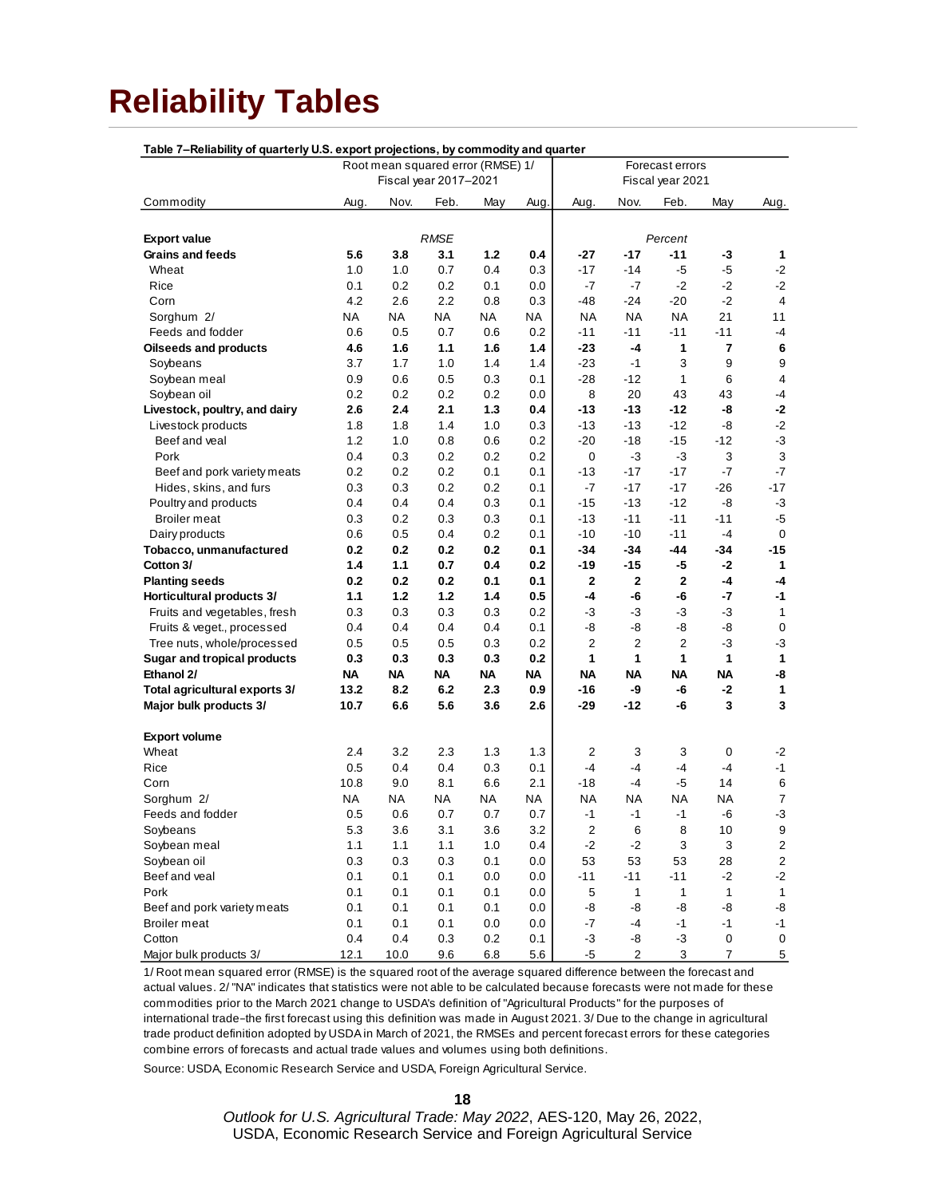# Reliability Tables

**Table 7–Reliability of quarterly U.S. export projections, by commodity and quarter**

| Commodity | Root mean squared error (RMSE) 1/ Fiscal year 2017–2021 | | | | | Forecast errors Fiscal year 2021 | | | | |
|---|---|---|---|---|---|---|---|---|---|---|
| | Aug. | Nov. | Feb. | May | Aug. | Aug. | Nov. | Feb. | May | Aug. |
| **Export value** | | | *RMSE* | | | | | *Percent* | | |
| **Grains and feeds** | **5.6** | **3.8** | **3.1** | **1.2** | **0.4** | **-27** | **-17** | **-11** | **-3** | **1** |
| Wheat | 1.0 | 1.0 | 0.7 | 0.4 | 0.3 | -17 | -14 | -5 | -5 | -2 |
| Rice | 0.1 | 0.2 | 0.2 | 0.1 | 0.0 | -7 | -7 | -2 | -2 | -2 |
| Corn | 4.2 | 2.6 | 2.2 | 0.8 | 0.3 | -48 | -24 | -20 | -2 | 4 |
| Sorghum 2/ | NA | NA | NA | NA | NA | NA | NA | NA | 21 | 11 |
| Feeds and fodder | 0.6 | 0.5 | 0.7 | 0.6 | 0.2 | -11 | -11 | -11 | -11 | -4 |
| **Oilseeds and products** | **4.6** | **1.6** | **1.1** | **1.6** | **1.4** | **-23** | **-4** | **1** | **7** | **6** |
| Soybeans | 3.7 | 1.7 | 1.0 | 1.4 | 1.4 | -23 | -1 | 3 | 9 | 9 |
| Soybean meal | 0.9 | 0.6 | 0.5 | 0.3 | 0.1 | -28 | -12 | 1 | 6 | 4 |
| Soybean oil | 0.2 | 0.2 | 0.2 | 0.2 | 0.0 | 8 | 20 | 43 | 43 | -4 |
| **Livestock, poultry, and dairy** | **2.6** | **2.4** | **2.1** | **1.3** | **0.4** | **-13** | **-13** | **-12** | **-8** | **-2** |
| Livestock products | 1.8 | 1.8 | 1.4 | 1.0 | 0.3 | -13 | -13 | -12 | -8 | -2 |
| Beef and veal | 1.2 | 1.0 | 0.8 | 0.6 | 0.2 | -20 | -18 | -15 | -12 | -3 |
| Pork | 0.4 | 0.3 | 0.2 | 0.2 | 0.2 | 0 | -3 | -3 | 3 | 3 |
| Beef and pork variety meats | 0.2 | 0.2 | 0.2 | 0.1 | 0.1 | -13 | -17 | -17 | -7 | -7 |
| Hides, skins, and furs | 0.3 | 0.3 | 0.2 | 0.2 | 0.1 | -7 | -17 | -17 | -26 | -17 |
| Poultry and products | 0.4 | 0.4 | 0.4 | 0.3 | 0.1 | -15 | -13 | -12 | -8 | -3 |
| Broiler meat | 0.3 | 0.2 | 0.3 | 0.3 | 0.1 | -13 | -11 | -11 | -11 | -5 |
| Dairy products | 0.6 | 0.5 | 0.4 | 0.2 | 0.1 | -10 | -10 | -11 | -4 | 0 |
| **Tobacco, unmanufactured** | **0.2** | **0.2** | **0.2** | **0.2** | **0.1** | **-34** | **-34** | **-44** | **-34** | **-15** |
| **Cotton 3/** | **1.4** | **1.1** | **0.7** | **0.4** | **0.2** | **-19** | **-15** | **-5** | **-2** | **1** |
| **Planting seeds** | **0.2** | **0.2** | **0.2** | **0.1** | **0.1** | **2** | **2** | **2** | **-4** | **-4** |
| **Horticultural products 3/** | **1.1** | **1.2** | **1.2** | **1.4** | **0.5** | **-4** | **-6** | **-6** | **-7** | **-1** |
| Fruits and vegetables, fresh | 0.3 | 0.3 | 0.3 | 0.3 | 0.2 | -3 | -3 | -3 | -3 | 1 |
| Fruits & veget., processed | 0.4 | 0.4 | 0.4 | 0.4 | 0.1 | -8 | -8 | -8 | -8 | 0 |
| Tree nuts, whole/processed | 0.5 | 0.5 | 0.5 | 0.3 | 0.2 | 2 | 2 | 2 | -3 | -3 |
| **Sugar and tropical products** | **0.3** | **0.3** | **0.3** | **0.3** | **0.2** | **1** | **1** | **1** | **1** | **1** |
| **Ethanol 2/** | **NA** | **NA** | **NA** | **NA** | **NA** | **NA** | **NA** | **NA** | **NA** | **-8** |
| **Total agricultural exports 3/** | **13.2** | **8.2** | **6.2** | **2.3** | **0.9** | **-16** | **-9** | **-6** | **-2** | **1** |
| **Major bulk products 3/** | **10.7** | **6.6** | **5.6** | **3.6** | **2.6** | **-29** | **-12** | **-6** | **3** | **3** |
| **Export volume** | | | | | | | | | | |
| Wheat | 2.4 | 3.2 | 2.3 | 1.3 | 1.3 | 2 | 3 | 3 | 0 | -2 |
| Rice | 0.5 | 0.4 | 0.4 | 0.3 | 0.1 | -4 | -4 | -4 | -4 | -1 |
| Corn | 10.8 | 9.0 | 8.1 | 6.6 | 2.1 | -18 | -4 | -5 | 14 | 6 |
| Sorghum 2/ | NA | NA | NA | NA | NA | NA | NA | NA | NA | 7 |
| Feeds and fodder | 0.5 | 0.6 | 0.7 | 0.7 | 0.7 | -1 | -1 | -1 | -6 | -3 |
| Soybeans | 5.3 | 3.6 | 3.1 | 3.6 | 3.2 | 2 | 6 | 8 | 10 | 9 |
| Soybean meal | 1.1 | 1.1 | 1.1 | 1.0 | 0.4 | -2 | -2 | 3 | 3 | 2 |
| Soybean oil | 0.3 | 0.3 | 0.3 | 0.1 | 0.0 | 53 | 53 | 53 | 28 | 2 |
| Beef and veal | 0.1 | 0.1 | 0.1 | 0.0 | 0.0 | -11 | -11 | -11 | -2 | -2 |
| Pork | 0.1 | 0.1 | 0.1 | 0.1 | 0.0 | 5 | 1 | 1 | 1 | 1 |
| Beef and pork variety meats | 0.1 | 0.1 | 0.1 | 0.1 | 0.0 | -8 | -8 | -8 | -8 | -8 |
| Broiler meat | 0.1 | 0.1 | 0.1 | 0.0 | 0.0 | -7 | -4 | -1 | -1 | -1 |
| Cotton | 0.4 | 0.4 | 0.3 | 0.2 | 0.1 | -3 | -8 | -3 | 0 | 0 |
| Major bulk products 3/ | 12.1 | 10.0 | 9.6 | 6.8 | 5.6 | -5 | 2 | 3 | 7 | 5 |

1/ Root mean squared error (RMSE) is the squared root of the average squared difference between the forecast and actual values. 2/ "NA" indicates that statistics were not able to be calculated because forecasts were not made for these commodities prior to the March 2021 change to USDA's definition of "Agricultural Products" for the purposes of international trade–the first forecast using this definition was made in August 2021. 3/ Due to the change in agricultural trade product definition adopted by USDA in March of 2021, the RMSEs and percent forecast errors for these categories combine errors of forecasts and actual trade values and volumes using both definitions.

Source: USDA, Economic Research Service and USDA, Foreign Agricultural Service.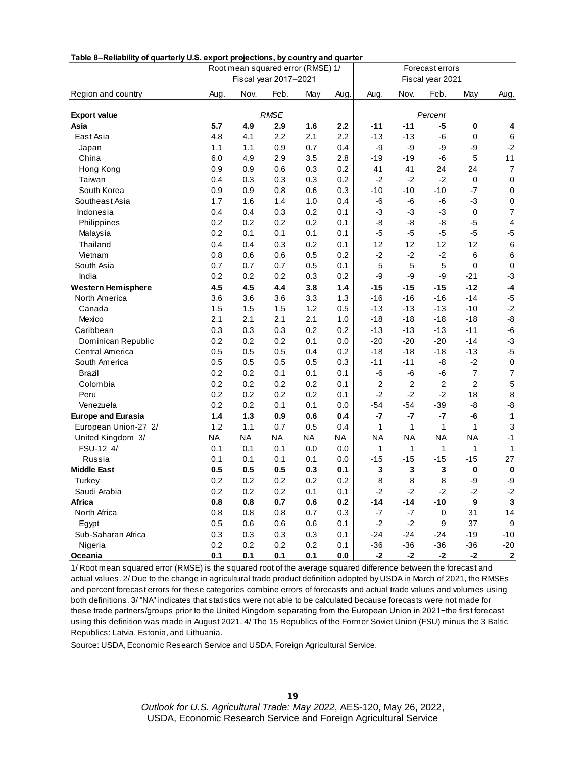**Table 8–Reliability of quarterly U.S. export projections, by country and quarter**

| | Root mean squared error (RMSE) 1/ Fiscal year 2017–2021 | | | | | Forecast errors Fiscal year 2021 | | | | |
|---|---|---|---|---|---|---|---|---|---|---|
| Region and country | Aug. | Nov. | Feb. | May | Aug. | Aug. | Nov. | Feb. | May | Aug. |
| **Export value** | | | *RMSE* | | | | | *Percent* | | |
| **Asia** | **5.7** | **4.9** | **2.9** | **1.6** | **2.2** | **-11** | **-11** | **-5** | **0** | **4** |
| East Asia | 4.8 | 4.1 | 2.2 | 2.1 | 2.2 | -13 | -13 | -6 | 0 | 6 |
| Japan | 1.1 | 1.1 | 0.9 | 0.7 | 0.4 | -9 | -9 | -9 | -9 | -2 |
| China | 6.0 | 4.9 | 2.9 | 3.5 | 2.8 | -19 | -19 | -6 | 5 | 11 |
| Hong Kong | 0.9 | 0.9 | 0.6 | 0.3 | 0.2 | 41 | 41 | 24 | 24 | 7 |
| Taiwan | 0.4 | 0.3 | 0.3 | 0.3 | 0.2 | -2 | -2 | -2 | 0 | 0 |
| South Korea | 0.9 | 0.9 | 0.8 | 0.6 | 0.3 | -10 | -10 | -10 | -7 | 0 |
| Southeast Asia | 1.7 | 1.6 | 1.4 | 1.0 | 0.4 | -6 | -6 | -6 | -3 | 0 |
| Indonesia | 0.4 | 0.4 | 0.3 | 0.2 | 0.1 | -3 | -3 | -3 | 0 | 7 |
| Philippines | 0.2 | 0.2 | 0.2 | 0.2 | 0.1 | -8 | -8 | -8 | -5 | 4 |
| Malaysia | 0.2 | 0.1 | 0.1 | 0.1 | 0.1 | -5 | -5 | -5 | -5 | -5 |
| Thailand | 0.4 | 0.4 | 0.3 | 0.2 | 0.1 | 12 | 12 | 12 | 12 | 6 |
| Vietnam | 0.8 | 0.6 | 0.6 | 0.5 | 0.2 | -2 | -2 | -2 | 6 | 6 |
| South Asia | 0.7 | 0.7 | 0.7 | 0.5 | 0.1 | 5 | 5 | 5 | 0 | 0 |
| India | 0.2 | 0.2 | 0.2 | 0.3 | 0.2 | -9 | -9 | -9 | -21 | -3 |
| **Western Hemisphere** | **4.5** | **4.5** | **4.4** | **3.8** | **1.4** | **-15** | **-15** | **-15** | **-12** | **-4** |
| North America | 3.6 | 3.6 | 3.6 | 3.3 | 1.3 | -16 | -16 | -16 | -14 | -5 |
| Canada | 1.5 | 1.5 | 1.5 | 1.2 | 0.5 | -13 | -13 | -13 | -10 | -2 |
| Mexico | 2.1 | 2.1 | 2.1 | 2.1 | 1.0 | -18 | -18 | -18 | -18 | -8 |
| Caribbean | 0.3 | 0.3 | 0.3 | 0.2 | 0.2 | -13 | -13 | -13 | -11 | -6 |
| Dominican Republic | 0.2 | 0.2 | 0.2 | 0.1 | 0.0 | -20 | -20 | -20 | -14 | -3 |
| Central America | 0.5 | 0.5 | 0.5 | 0.4 | 0.2 | -18 | -18 | -18 | -13 | -5 |
| South America | 0.5 | 0.5 | 0.5 | 0.5 | 0.3 | -11 | -11 | -8 | -2 | 0 |
| Brazil | 0.2 | 0.2 | 0.1 | 0.1 | 0.1 | -6 | -6 | -6 | 7 | 7 |
| Colombia | 0.2 | 0.2 | 0.2 | 0.2 | 0.1 | 2 | 2 | 2 | 2 | 5 |
| Peru | 0.2 | 0.2 | 0.2 | 0.2 | 0.1 | -2 | -2 | -2 | 18 | 8 |
| Venezuela | 0.2 | 0.2 | 0.1 | 0.1 | 0.0 | -54 | -54 | -39 | -8 | -8 |
| **Europe and Eurasia** | **1.4** | **1.3** | **0.9** | **0.6** | **0.4** | **-7** | **-7** | **-7** | **-6** | **1** |
| European Union-27 2/ | 1.2 | 1.1 | 0.7 | 0.5 | 0.4 | 1 | 1 | 1 | 1 | 3 |
| United Kingdom 3/ | NA | NA | NA | NA | NA | NA | NA | NA | NA | -1 |
| FSU-12 4/ | 0.1 | 0.1 | 0.1 | 0.0 | 0.0 | 1 | 1 | 1 | 1 | 1 |
| Russia | 0.1 | 0.1 | 0.1 | 0.1 | 0.0 | -15 | -15 | -15 | -15 | 27 |
| **Middle East** | **0.5** | **0.5** | **0.5** | **0.3** | **0.1** | **3** | **3** | **3** | **0** | **0** |
| Turkey | 0.2 | 0.2 | 0.2 | 0.2 | 0.2 | 8 | 8 | 8 | -9 | -9 |
| Saudi Arabia | 0.2 | 0.2 | 0.2 | 0.1 | 0.1 | -2 | -2 | -2 | -2 | -2 |
| **Africa** | **0.8** | **0.8** | **0.7** | **0.6** | **0.2** | **-14** | **-14** | **-10** | **9** | **3** |
| North Africa | 0.8 | 0.8 | 0.8 | 0.7 | 0.3 | -7 | -7 | 0 | 31 | 14 |
| Egypt | 0.5 | 0.6 | 0.6 | 0.6 | 0.1 | -2 | -2 | 9 | 37 | 9 |
| Sub-Saharan Africa | 0.3 | 0.3 | 0.3 | 0.3 | 0.1 | -24 | -24 | -24 | -19 | -10 |
| Nigeria | 0.2 | 0.2 | 0.2 | 0.2 | 0.1 | -36 | -36 | -36 | -36 | -20 |
| **Oceania** | **0.1** | **0.1** | **0.1** | **0.1** | **0.0** | **-2** | **-2** | **-2** | **-2** | **2** |

1/ Root mean squared error (RMSE) is the squared root of the average squared difference between the forecast and actual values. 2/ Due to the change in agricultural trade product definition adopted by USDA in March of 2021, the RMSEs and percent forecast errors for these categories combine errors of forecasts and actual trade values and volumes using both definitions. 3/ "NA" indicates that statistics were not able to be calculated because forecasts were not made for these trade partners/groups prior to the United Kingdom separating from the European Union in 2021−the first forecast using this definition was made in August 2021. 4/ The 15 Republics of the Former Soviet Union (FSU) minus the 3 Baltic Republics: Latvia, Estonia, and Lithuania.

Source: USDA, Economic Research Service and USDA, Foreign Agricultural Service.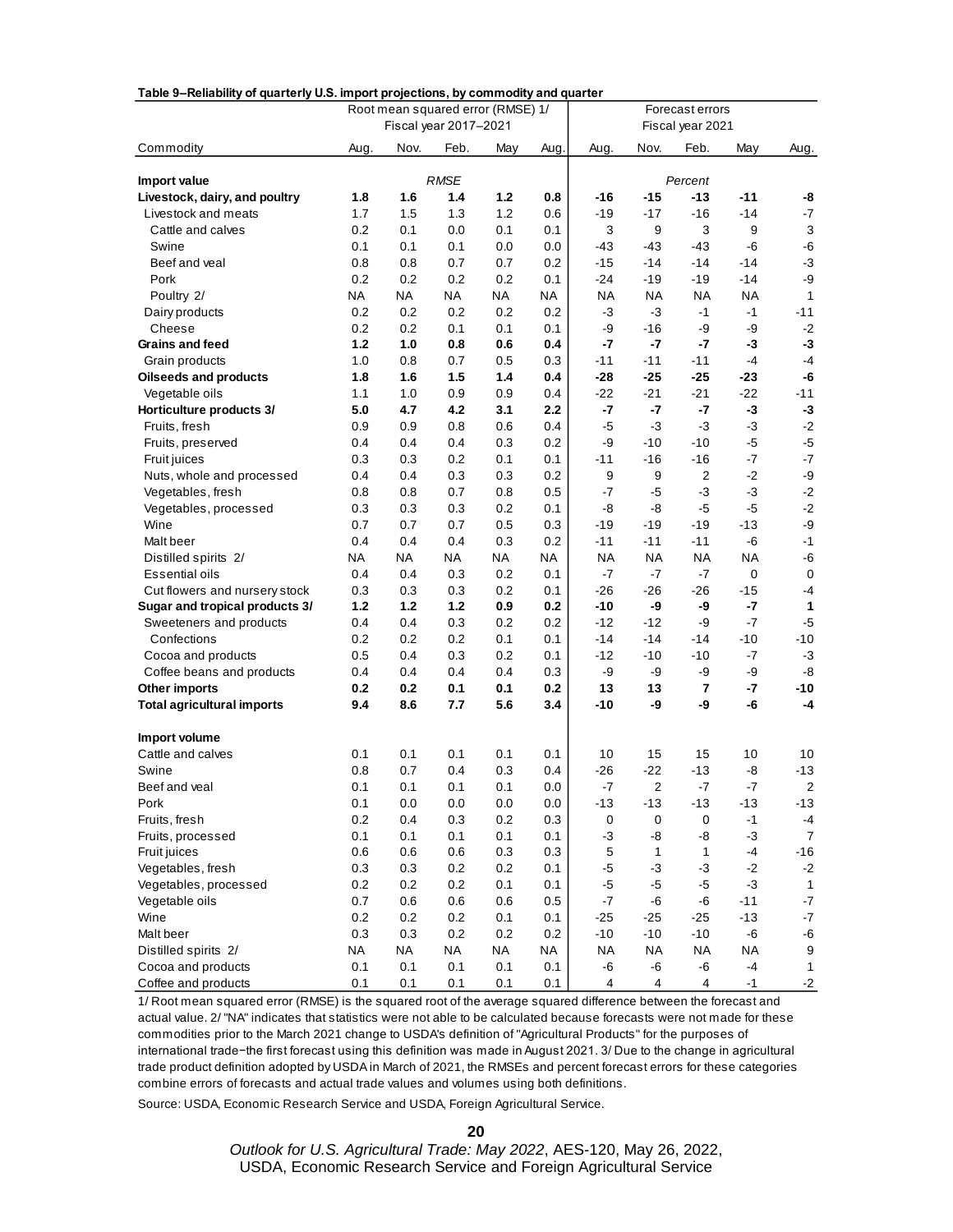**Table 9–Reliability of quarterly U.S. import projections, by commodity and quarter**

| Commodity | Root mean squared error (RMSE) 1/ Fiscal year 2017–2021 | | | | | Forecast errors Fiscal year 2021 | | | | |
|---|---|---|---|---|---|---|---|---|---|---|
| | Aug. | Nov. | Feb. | May | Aug. | Aug. | Nov. | Feb. | May | Aug. |
| **Import value** | | | *RMSE* | | | | | *Percent* | | |
| **Livestock, dairy, and poultry** | **1.8** | **1.6** | **1.4** | **1.2** | **0.8** | **-16** | **-15** | **-13** | **-11** | **-8** |
| Livestock and meats | 1.7 | 1.5 | 1.3 | 1.2 | 0.6 | -19 | -17 | -16 | -14 | -7 |
| Cattle and calves | 0.2 | 0.1 | 0.0 | 0.1 | 0.1 | 3 | 9 | 3 | 9 | 3 |
| Swine | 0.1 | 0.1 | 0.1 | 0.0 | 0.0 | -43 | -43 | -43 | -6 | -6 |
| Beef and veal | 0.8 | 0.8 | 0.7 | 0.7 | 0.2 | -15 | -14 | -14 | -14 | -3 |
| Pork | 0.2 | 0.2 | 0.2 | 0.2 | 0.1 | -24 | -19 | -19 | -14 | -9 |
| Poultry 2/ | NA | NA | NA | NA | NA | NA | NA | NA | NA | 1 |
| Dairy products | 0.2 | 0.2 | 0.2 | 0.2 | 0.2 | -3 | -3 | -1 | -1 | -11 |
| Cheese | 0.2 | 0.2 | 0.1 | 0.1 | 0.1 | -9 | -16 | -9 | -9 | -2 |
| **Grains and feed** | **1.2** | **1.0** | **0.8** | **0.6** | **0.4** | **-7** | **-7** | **-7** | **-3** | **-3** |
| Grain products | 1.0 | 0.8 | 0.7 | 0.5 | 0.3 | -11 | -11 | -11 | -4 | -4 |
| **Oilseeds and products** | **1.8** | **1.6** | **1.5** | **1.4** | **0.4** | **-28** | **-25** | **-25** | **-23** | **-6** |
| Vegetable oils | 1.1 | 1.0 | 0.9 | 0.9 | 0.4 | -22 | -21 | -21 | -22 | -11 |
| **Horticulture products 3/** | **5.0** | **4.7** | **4.2** | **3.1** | **2.2** | **-7** | **-7** | **-7** | **-3** | **-3** |
| Fruits, fresh | 0.9 | 0.9 | 0.8 | 0.6 | 0.4 | -5 | -3 | -3 | -3 | -2 |
| Fruits, preserved | 0.4 | 0.4 | 0.4 | 0.3 | 0.2 | -9 | -10 | -10 | -5 | -5 |
| Fruit juices | 0.3 | 0.3 | 0.2 | 0.1 | 0.1 | -11 | -16 | -16 | -7 | -7 |
| Nuts, whole and processed | 0.4 | 0.4 | 0.3 | 0.3 | 0.2 | 9 | 9 | 2 | -2 | -9 |
| Vegetables, fresh | 0.8 | 0.8 | 0.7 | 0.8 | 0.5 | -7 | -5 | -3 | -3 | -2 |
| Vegetables, processed | 0.3 | 0.3 | 0.3 | 0.2 | 0.1 | -8 | -8 | -5 | -5 | -2 |
| Wine | 0.7 | 0.7 | 0.7 | 0.5 | 0.3 | -19 | -19 | -19 | -13 | -9 |
| Malt beer | 0.4 | 0.4 | 0.4 | 0.3 | 0.2 | -11 | -11 | -11 | -6 | -1 |
| Distilled spirits 2/ | NA | NA | NA | NA | NA | NA | NA | NA | NA | -6 |
| Essential oils | 0.4 | 0.4 | 0.3 | 0.2 | 0.1 | -7 | -7 | -7 | 0 | 0 |
| Cut flowers and nursery stock | 0.3 | 0.3 | 0.3 | 0.2 | 0.1 | -26 | -26 | -26 | -15 | -4 |
| **Sugar and tropical products 3/** | **1.2** | **1.2** | **1.2** | **0.9** | **0.2** | **-10** | **-9** | **-9** | **-7** | **1** |
| Sweeteners and products | 0.4 | 0.4 | 0.3 | 0.2 | 0.2 | -12 | -12 | -9 | -7 | -5 |
| Confections | 0.2 | 0.2 | 0.2 | 0.1 | 0.1 | -14 | -14 | -14 | -10 | -10 |
| Cocoa and products | 0.5 | 0.4 | 0.3 | 0.2 | 0.1 | -12 | -10 | -10 | -7 | -3 |
| Coffee beans and products | 0.4 | 0.4 | 0.4 | 0.4 | 0.3 | -9 | -9 | -9 | -9 | -8 |
| **Other imports** | **0.2** | **0.2** | **0.1** | **0.1** | **0.2** | **13** | **13** | **7** | **-7** | **-10** |
| **Total agricultural imports** | **9.4** | **8.6** | **7.7** | **5.6** | **3.4** | **-10** | **-9** | **-9** | **-6** | **-4** |
| **Import volume** | | | | | | | | | | |
| Cattle and calves | 0.1 | 0.1 | 0.1 | 0.1 | 0.1 | 10 | 15 | 15 | 10 | 10 |
| Swine | 0.8 | 0.7 | 0.4 | 0.3 | 0.4 | -26 | -22 | -13 | -8 | -13 |
| Beef and veal | 0.1 | 0.1 | 0.1 | 0.1 | 0.0 | -7 | 2 | -7 | -7 | 2 |
| Pork | 0.1 | 0.0 | 0.0 | 0.0 | 0.0 | -13 | -13 | -13 | -13 | -13 |
| Fruits, fresh | 0.2 | 0.4 | 0.3 | 0.2 | 0.3 | 0 | 0 | 0 | -1 | -4 |
| Fruits, processed | 0.1 | 0.1 | 0.1 | 0.1 | 0.1 | -3 | -8 | -8 | -3 | 7 |
| Fruit juices | 0.6 | 0.6 | 0.6 | 0.3 | 0.3 | 5 | 1 | 1 | -4 | -16 |
| Vegetables, fresh | 0.3 | 0.3 | 0.2 | 0.2 | 0.1 | -5 | -3 | -3 | -2 | -2 |
| Vegetables, processed | 0.2 | 0.2 | 0.2 | 0.1 | 0.1 | -5 | -5 | -5 | -3 | 1 |
| Vegetable oils | 0.7 | 0.6 | 0.6 | 0.6 | 0.5 | -7 | -6 | -6 | -11 | -7 |
| Wine | 0.2 | 0.2 | 0.2 | 0.1 | 0.1 | -25 | -25 | -25 | -13 | -7 |
| Malt beer | 0.3 | 0.3 | 0.2 | 0.2 | 0.2 | -10 | -10 | -10 | -6 | -6 |
| Distilled spirits 2/ | NA | NA | NA | NA | NA | NA | NA | NA | NA | 9 |
| Cocoa and products | 0.1 | 0.1 | 0.1 | 0.1 | 0.1 | -6 | -6 | -6 | -4 | 1 |
| Coffee and products | 0.1 | 0.1 | 0.1 | 0.1 | 0.1 | 4 | 4 | 4 | -1 | -2 |

1/ Root mean squared error (RMSE) is the squared root of the average squared difference between the forecast and actual value. 2/ "NA" indicates that statistics were not able to be calculated because forecasts were not made for these commodities prior to the March 2021 change to USDA's definition of "Agricultural Products" for the purposes of international trade−the first forecast using this definition was made in August 2021. 3/ Due to the change in agricultural trade product definition adopted by USDA in March of 2021, the RMSEs and percent forecast errors for these categories combine errors of forecasts and actual trade values and volumes using both definitions.

Source: USDA, Economic Research Service and USDA, Foreign Agricultural Service.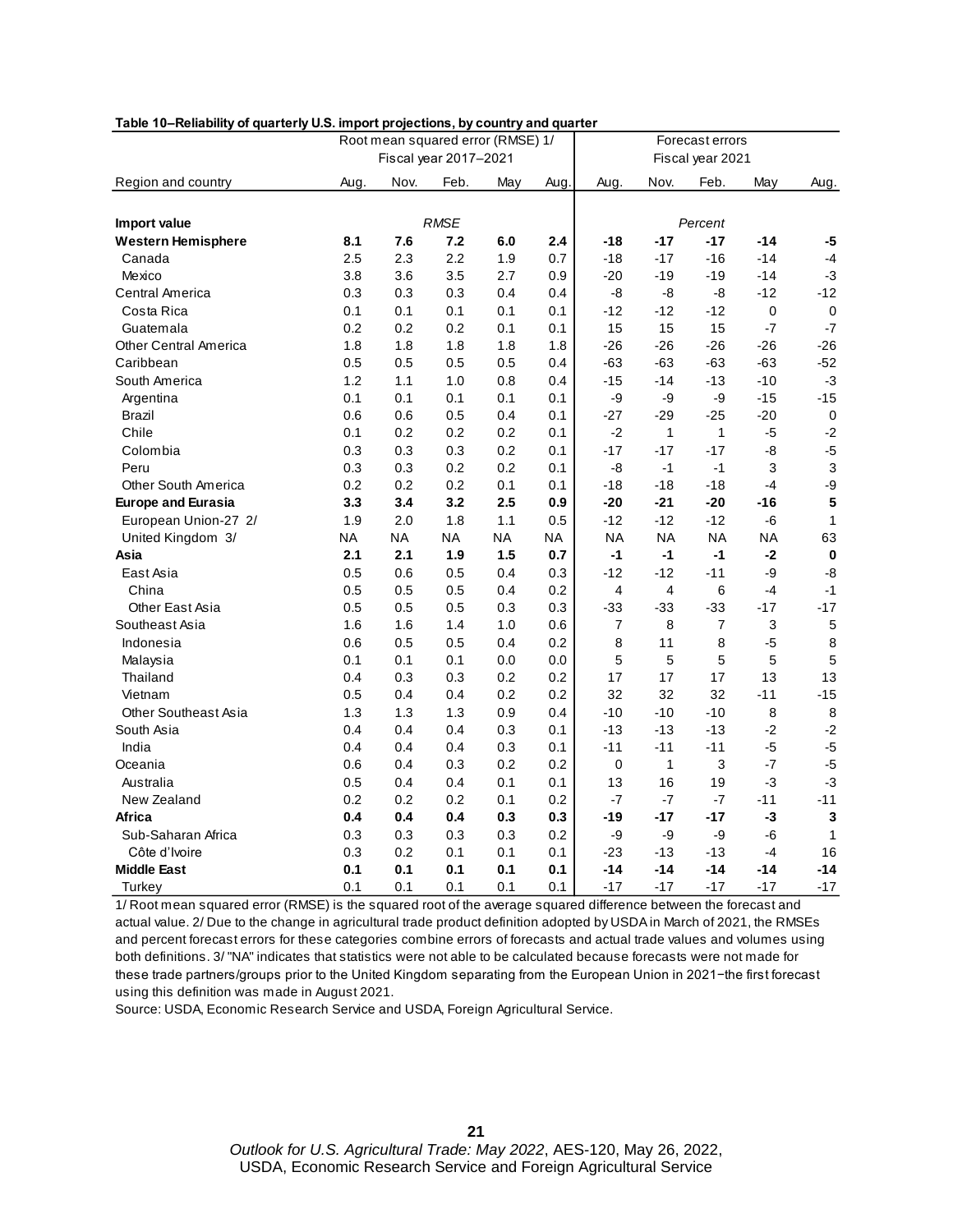**Table 10–Reliability of quarterly U.S. import projections, by country and quarter**

| Region and country | Root mean squared error (RMSE) 1/ Fiscal year 2017–2021 | | | | | Forecast errors Fiscal year 2021 | | | | |
|---|---|---|---|---|---|---|---|---|---|---|
| | Aug. | Nov. | Feb. | May | Aug. | Aug. | Nov. | Feb. | May | Aug. |
| **Import value** | | | *RMSE* | | | | | *Percent* | | |
| **Western Hemisphere** | **8.1** | **7.6** | **7.2** | **6.0** | **2.4** | **-18** | **-17** | **-17** | **-14** | **-5** |
| Canada | 2.5 | 2.3 | 2.2 | 1.9 | 0.7 | -18 | -17 | -16 | -14 | -4 |
| Mexico | 3.8 | 3.6 | 3.5 | 2.7 | 0.9 | -20 | -19 | -19 | -14 | -3 |
| Central America | 0.3 | 0.3 | 0.3 | 0.4 | 0.4 | -8 | -8 | -8 | -12 | -12 |
| Costa Rica | 0.1 | 0.1 | 0.1 | 0.1 | 0.1 | -12 | -12 | -12 | 0 | 0 |
| Guatemala | 0.2 | 0.2 | 0.2 | 0.1 | 0.1 | 15 | 15 | 15 | -7 | -7 |
| Other Central America | 1.8 | 1.8 | 1.8 | 1.8 | 1.8 | -26 | -26 | -26 | -26 | -26 |
| Caribbean | 0.5 | 0.5 | 0.5 | 0.5 | 0.4 | -63 | -63 | -63 | -63 | -52 |
| South America | 1.2 | 1.1 | 1.0 | 0.8 | 0.4 | -15 | -14 | -13 | -10 | -3 |
| Argentina | 0.1 | 0.1 | 0.1 | 0.1 | 0.1 | -9 | -9 | -9 | -15 | -15 |
| Brazil | 0.6 | 0.6 | 0.5 | 0.4 | 0.1 | -27 | -29 | -25 | -20 | 0 |
| Chile | 0.1 | 0.2 | 0.2 | 0.2 | 0.1 | -2 | 1 | 1 | -5 | -2 |
| Colombia | 0.3 | 0.3 | 0.3 | 0.2 | 0.1 | -17 | -17 | -17 | -8 | -5 |
| Peru | 0.3 | 0.3 | 0.2 | 0.2 | 0.1 | -8 | -1 | -1 | 3 | 3 |
| Other South America | 0.2 | 0.2 | 0.2 | 0.1 | 0.1 | -18 | -18 | -18 | -4 | -9 |
| **Europe and Eurasia** | **3.3** | **3.4** | **3.2** | **2.5** | **0.9** | **-20** | **-21** | **-20** | **-16** | **5** |
| European Union-27 2/ | 1.9 | 2.0 | 1.8 | 1.1 | 0.5 | -12 | -12 | -12 | -6 | 1 |
| United Kingdom 3/ | NA | NA | NA | NA | NA | NA | NA | NA | NA | 63 |
| **Asia** | **2.1** | **2.1** | **1.9** | **1.5** | **0.7** | **-1** | **-1** | **-1** | **-2** | **0** |
| East Asia | 0.5 | 0.6 | 0.5 | 0.4 | 0.3 | -12 | -12 | -11 | -9 | -8 |
| China | 0.5 | 0.5 | 0.5 | 0.4 | 0.2 | 4 | 4 | 6 | -4 | -1 |
| Other East Asia | 0.5 | 0.5 | 0.5 | 0.3 | 0.3 | -33 | -33 | -33 | -17 | -17 |
| Southeast Asia | 1.6 | 1.6 | 1.4 | 1.0 | 0.6 | 7 | 8 | 7 | 3 | 5 |
| Indonesia | 0.6 | 0.5 | 0.5 | 0.4 | 0.2 | 8 | 11 | 8 | -5 | 8 |
| Malaysia | 0.1 | 0.1 | 0.1 | 0.0 | 0.0 | 5 | 5 | 5 | 5 | 5 |
| Thailand | 0.4 | 0.3 | 0.3 | 0.2 | 0.2 | 17 | 17 | 17 | 13 | 13 |
| Vietnam | 0.5 | 0.4 | 0.4 | 0.2 | 0.2 | 32 | 32 | 32 | -11 | -15 |
| Other Southeast Asia | 1.3 | 1.3 | 1.3 | 0.9 | 0.4 | -10 | -10 | -10 | 8 | 8 |
| South Asia | 0.4 | 0.4 | 0.4 | 0.3 | 0.1 | -13 | -13 | -13 | -2 | -2 |
| India | 0.4 | 0.4 | 0.4 | 0.3 | 0.1 | -11 | -11 | -11 | -5 | -5 |
| Oceania | 0.6 | 0.4 | 0.3 | 0.2 | 0.2 | 0 | 1 | 3 | -7 | -5 |
| Australia | 0.5 | 0.4 | 0.4 | 0.1 | 0.1 | 13 | 16 | 19 | -3 | -3 |
| New Zealand | 0.2 | 0.2 | 0.2 | 0.1 | 0.2 | -7 | -7 | -7 | -11 | -11 |
| **Africa** | **0.4** | **0.4** | **0.4** | **0.3** | **0.3** | **-19** | **-17** | **-17** | **-3** | **3** |
| Sub-Saharan Africa | 0.3 | 0.3 | 0.3 | 0.3 | 0.2 | -9 | -9 | -9 | -6 | 1 |
| Côte d'Ivoire | 0.3 | 0.2 | 0.1 | 0.1 | 0.1 | -23 | -13 | -13 | -4 | 16 |
| **Middle East** | **0.1** | **0.1** | **0.1** | **0.1** | **0.1** | **-14** | **-14** | **-14** | **-14** | **-14** |
| Turkey | 0.1 | 0.1 | 0.1 | 0.1 | 0.1 | -17 | -17 | -17 | -17 | -17 |

1/ Root mean squared error (RMSE) is the squared root of the average squared difference between the forecast and actual value. 2/ Due to the change in agricultural trade product definition adopted by USDA in March of 2021, the RMSEs and percent forecast errors for these categories combine errors of forecasts and actual trade values and volumes using both definitions. 3/ "NA" indicates that statistics were not able to be calculated because forecasts were not made for these trade partners/groups prior to the United Kingdom separating from the European Union in 2021−the first forecast using this definition was made in August 2021.

Source: USDA, Economic Research Service and USDA, Foreign Agricultural Service.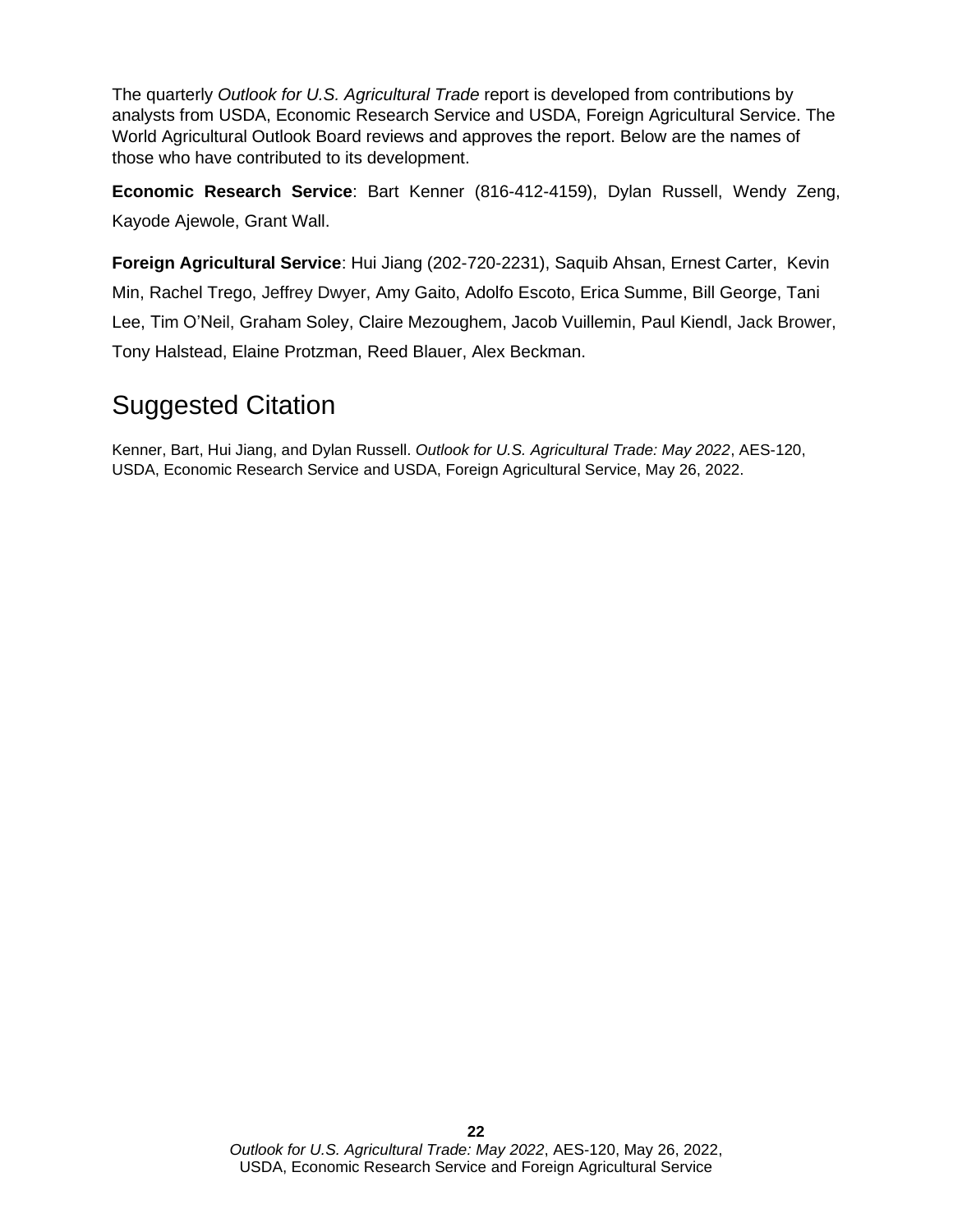The quarterly *Outlook for U.S. Agricultural Trade* report is developed from contributions by analysts from USDA, Economic Research Service and USDA, Foreign Agricultural Service. The World Agricultural Outlook Board reviews and approves the report. Below are the names of those who have contributed to its development.

**Economic Research Service**: Bart Kenner (816-412-4159), Dylan Russell, Wendy Zeng, Kayode Ajewole, Grant Wall.

**Foreign Agricultural Service**: Hui Jiang (202-720-2231), Saquib Ahsan, Ernest Carter, Kevin Min, Rachel Trego, Jeffrey Dwyer, Amy Gaito, Adolfo Escoto, Erica Summe, Bill George, Tani Lee, Tim O'Neil, Graham Soley, Claire Mezoughem, Jacob Vuillemin, Paul Kiendl, Jack Brower, Tony Halstead, Elaine Protzman, Reed Blauer, Alex Beckman.

# Suggested Citation

Kenner, Bart, Hui Jiang, and Dylan Russell. *Outlook for U.S. Agricultural Trade: May 2022*, AES-120, USDA, Economic Research Service and USDA, Foreign Agricultural Service, May 26, 2022.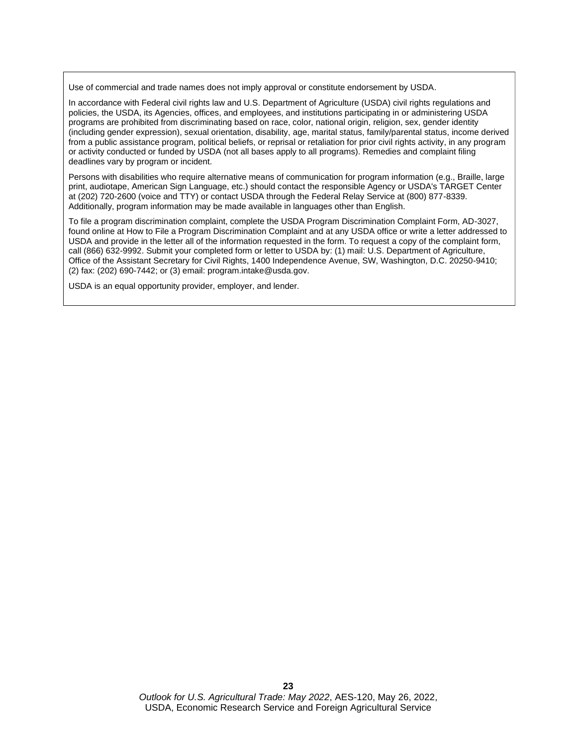Use of commercial and trade names does not imply approval or constitute endorsement by USDA.

In accordance with Federal civil rights law and U.S. Department of Agriculture (USDA) civil rights regulations and policies, the USDA, its Agencies, offices, and employees, and institutions participating in or administering USDA programs are prohibited from discriminating based on race, color, national origin, religion, sex, gender identity (including gender expression), sexual orientation, disability, age, marital status, family/parental status, income derived from a public assistance program, political beliefs, or reprisal or retaliation for prior civil rights activity, in any program or activity conducted or funded by USDA (not all bases apply to all programs). Remedies and complaint filing deadlines vary by program or incident.

Persons with disabilities who require alternative means of communication for program information (e.g., Braille, large print, audiotape, American Sign Language, etc.) should contact the responsible Agency or USDA's TARGET Center at (202) 720-2600 (voice and TTY) or contact USDA through the Federal Relay Service at (800) 877-8339. Additionally, program information may be made available in languages other than English.

To file a program discrimination complaint, complete the USDA Program Discrimination Complaint Form, AD-3027, found online at How to File a Program Discrimination Complaint and at any USDA office or write a letter addressed to USDA and provide in the letter all of the information requested in the form. To request a copy of the complaint form, call (866) 632-9992. Submit your completed form or letter to USDA by: (1) mail: U.S. Department of Agriculture, Office of the Assistant Secretary for Civil Rights, 1400 Independence Avenue, SW, Washington, D.C. 20250-9410; (2) fax: (202) 690-7442; or (3) email: program.intake@usda.gov.

USDA is an equal opportunity provider, employer, and lender.